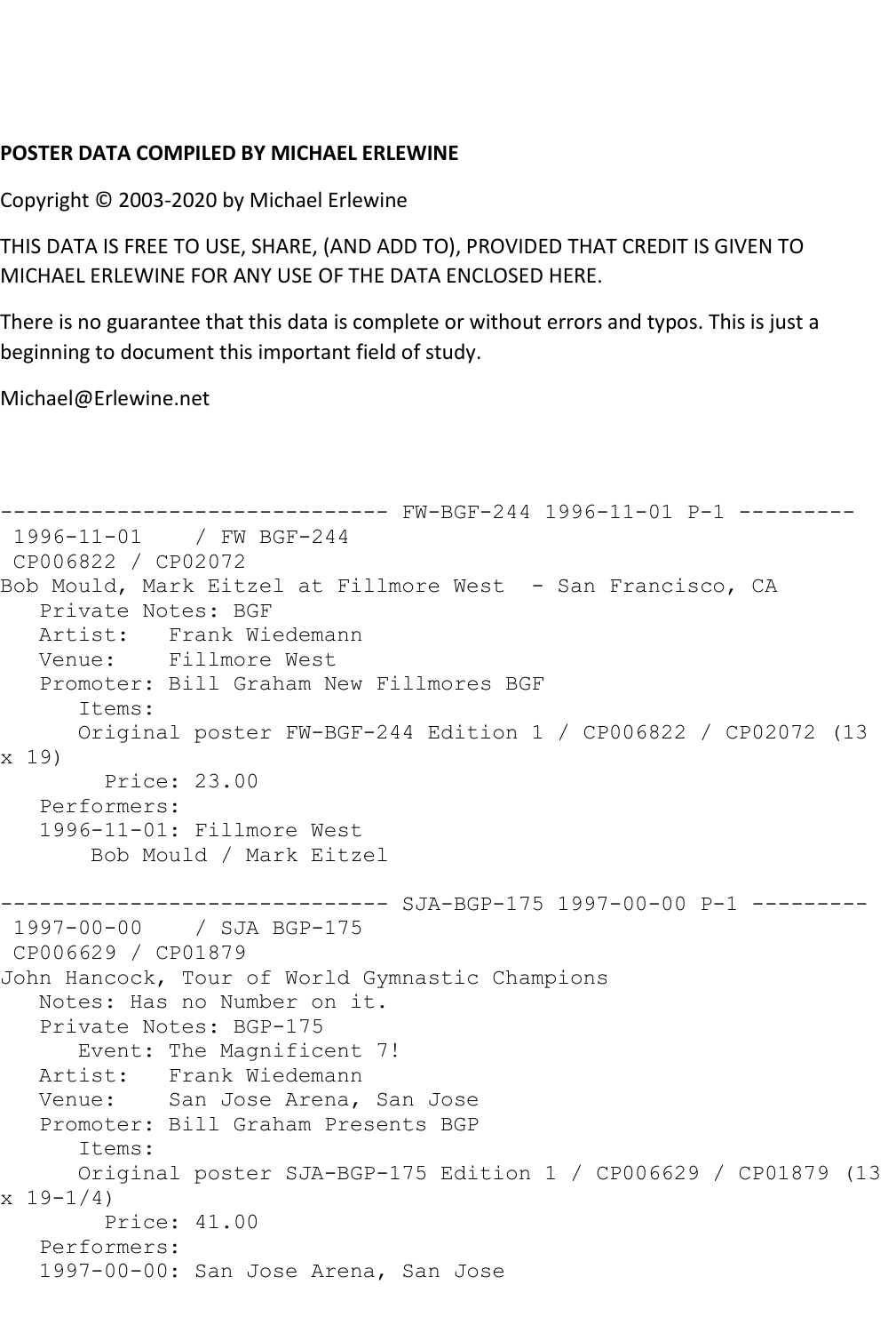**POSTER DATA COMPILED BY MICHAEL ERLEWINE**

Copyright © 2003-2020 by Michael Erlewine

THIS DATA IS FREE TO USE, SHARE, (AND ADD TO), PROVIDED THAT CREDIT IS GIVEN TO MICHAEL ERLEWINE FOR ANY USE OF THE DATA ENCLOSED HERE.

There is no guarantee that this data is complete or without errors and typos. This is just a beginning to document this important field of study.

Michael@Erlewine.net

```
------------------------------ FW-BGF-244 1996-11-01 P-1 ---------
 1996-11-01    / FW BGF-244
 CP006822 / CP02072
Bob Mould, Mark Eitzel at Fillmore West  - San Francisco, CA
   Private Notes: BGF
   Artist:   Frank Wiedemann
   Venue:    Fillmore West
   Promoter: Bill Graham New Fillmores BGF
      Items:
      Original poster FW-BGF-244 Edition 1 / CP006822 / CP02072 (13 x 19)
        Price: 23.00
   Performers:
   1996-11-01: Fillmore West
       Bob Mould / Mark Eitzel

------------------------------ SJA-BGP-175 1997-00-00 P-1 ---------
 1997-00-00    / SJA BGP-175
 CP006629 / CP01879
John Hancock, Tour of World Gymnastic Champions
   Notes: Has no Number on it.
   Private Notes: BGP-175
      Event: The Magnificent 7!
   Artist:   Frank Wiedemann
   Venue:    San Jose Arena, San Jose
   Promoter: Bill Graham Presents BGP
      Items:
      Original poster SJA-BGP-175 Edition 1 / CP006629 / CP01879 (13 x 19-1/4)
        Price: 41.00
   Performers:
   1997-00-00: San Jose Arena, San Jose
```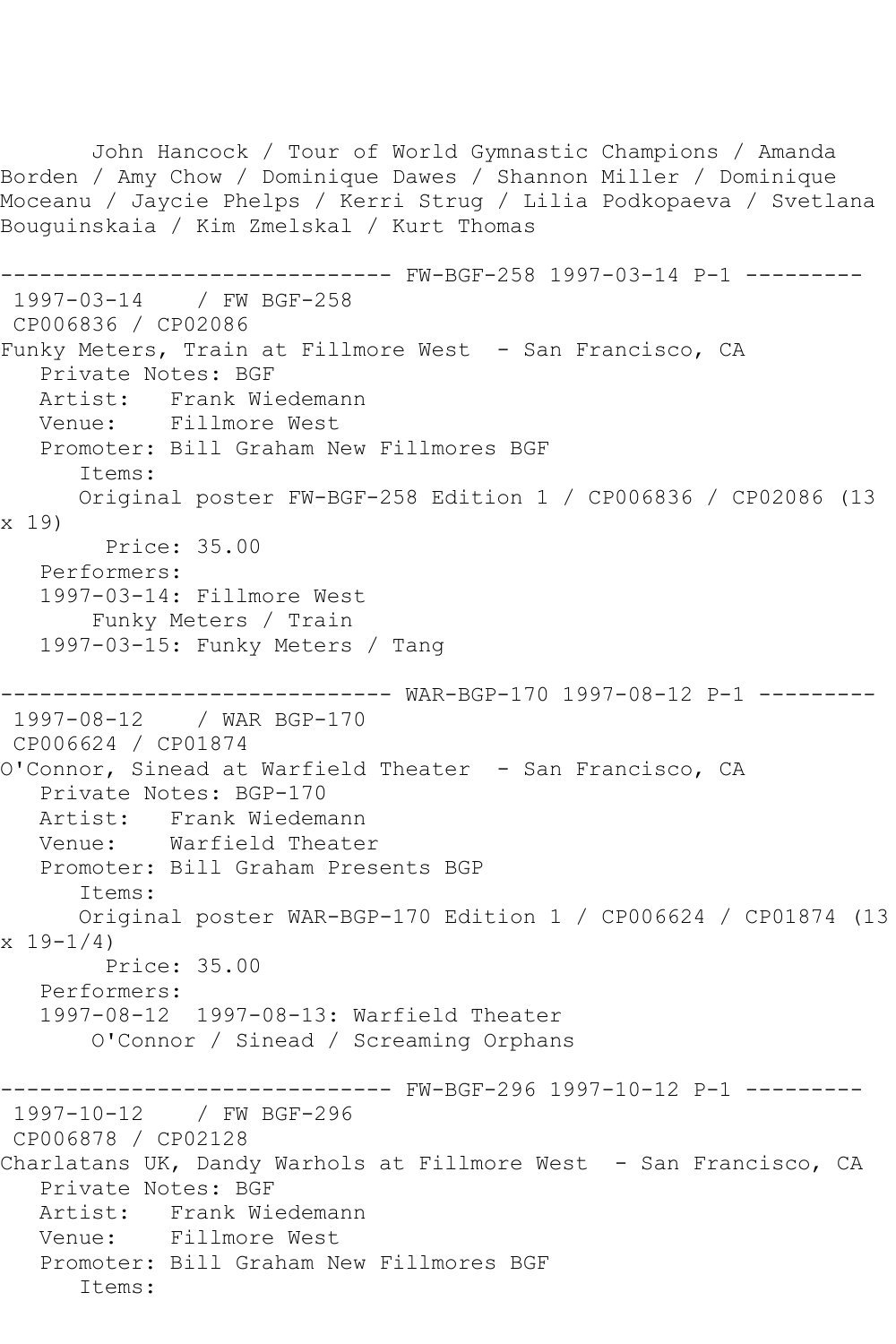John Hancock / Tour of World Gymnastic Champions / Amanda Borden / Amy Chow / Dominique Dawes / Shannon Miller / Dominique Moceanu / Jaycie Phelps / Kerri Strug / Lilia Podkopaeva / Svetlana Bouguinskaia / Kim Zmelskal / Kurt Thomas

------------------------------ FW-BGF-258 1997-03-14 P-1 ---------

1997-03-14 / FW BGF-258
CP006836 / CP02086
Funky Meters, Train at Fillmore West - San Francisco, CA
Private Notes: BGF
Artist: Frank Wiedemann
Venue: Fillmore West
Promoter: Bill Graham New Fillmores BGF
Items:
Original poster FW-BGF-258 Edition 1 / CP006836 / CP02086 (13 x 19)
Price: 35.00
Performers:
1997-03-14: Fillmore West
Funky Meters / Train
1997-03-15: Funky Meters / Tang

------------------------------ WAR-BGP-170 1997-08-12 P-1 ---------

1997-08-12 / WAR BGP-170
CP006624 / CP01874
O'Connor, Sinead at Warfield Theater - San Francisco, CA
Private Notes: BGP-170
Artist: Frank Wiedemann
Venue: Warfield Theater
Promoter: Bill Graham Presents BGP
Items:
Original poster WAR-BGP-170 Edition 1 / CP006624 / CP01874 (13 x 19-1/4)
Price: 35.00
Performers:
1997-08-12 1997-08-13: Warfield Theater
O'Connor / Sinead / Screaming Orphans

------------------------------ FW-BGF-296 1997-10-12 P-1 ---------

1997-10-12 / FW BGF-296
CP006878 / CP02128
Charlatans UK, Dandy Warhols at Fillmore West - San Francisco, CA
Private Notes: BGF
Artist: Frank Wiedemann
Venue: Fillmore West
Promoter: Bill Graham New Fillmores BGF
Items: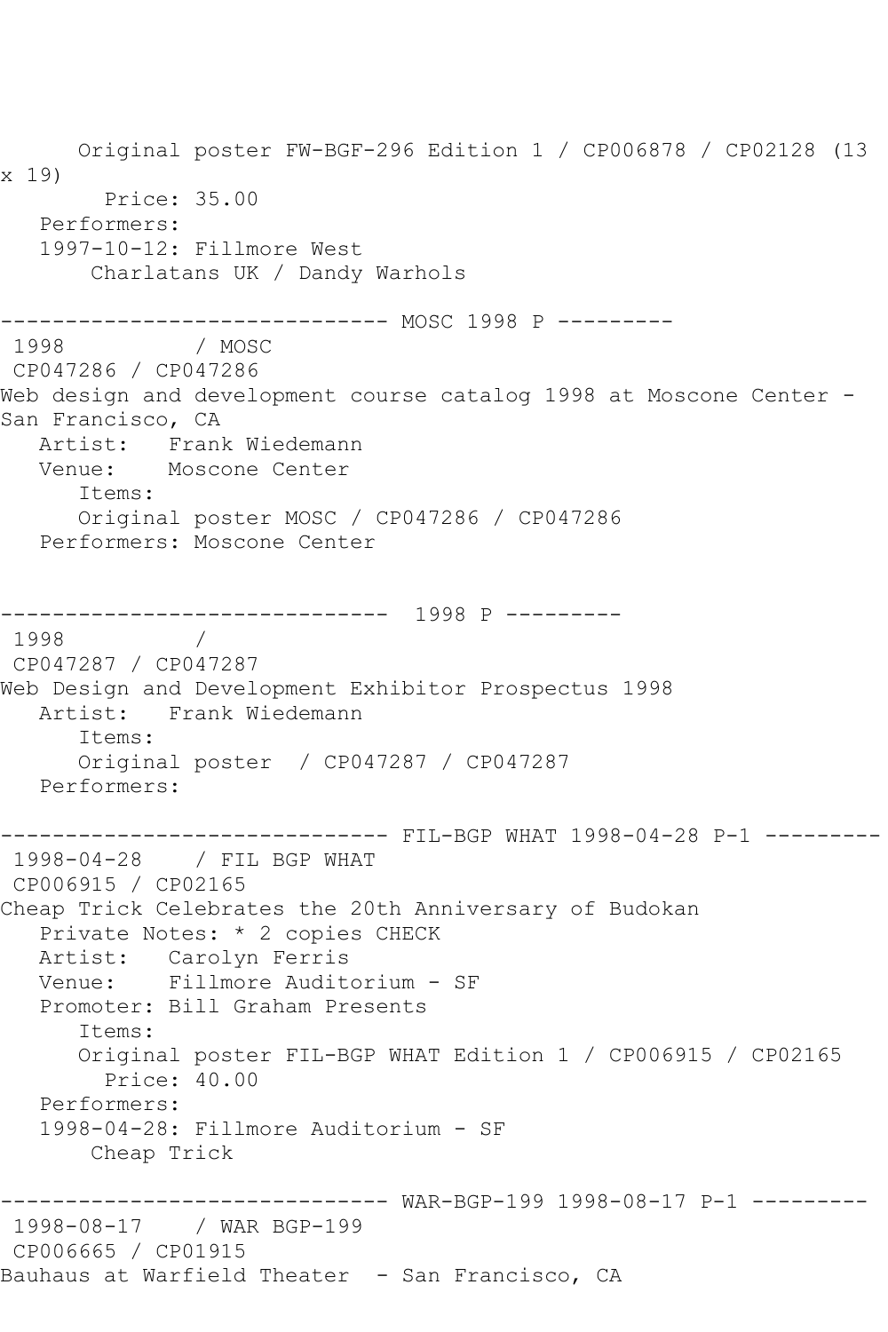Original poster FW-BGF-296 Edition 1 / CP006878 / CP02128 (13 x 19)
Price: 35.00
Performers:
1997-10-12: Fillmore West
Charlatans UK / Dandy Warhols

------------------------------ MOSC 1998 P ---------
1998 / MOSC
CP047286 / CP047286
Web design and development course catalog 1998 at Moscone Center - San Francisco, CA
Artist: Frank Wiedemann
Venue: Moscone Center
Items:
Original poster MOSC / CP047286 / CP047286
Performers: Moscone Center

------------------------------ 1998 P ---------
1998 /
CP047287 / CP047287
Web Design and Development Exhibitor Prospectus 1998
Artist: Frank Wiedemann
Items:
Original poster / CP047287 / CP047287
Performers:

------------------------------ FIL-BGP WHAT 1998-04-28 P-1 ---------
1998-04-28 / FIL BGP WHAT
CP006915 / CP02165
Cheap Trick Celebrates the 20th Anniversary of Budokan
Private Notes: * 2 copies CHECK
Artist: Carolyn Ferris
Venue: Fillmore Auditorium - SF
Promoter: Bill Graham Presents
Items:
Original poster FIL-BGP WHAT Edition 1 / CP006915 / CP02165
Price: 40.00
Performers:
1998-04-28: Fillmore Auditorium - SF
Cheap Trick

------------------------------ WAR-BGP-199 1998-08-17 P-1 ---------
1998-08-17 / WAR BGP-199
CP006665 / CP01915
Bauhaus at Warfield Theater - San Francisco, CA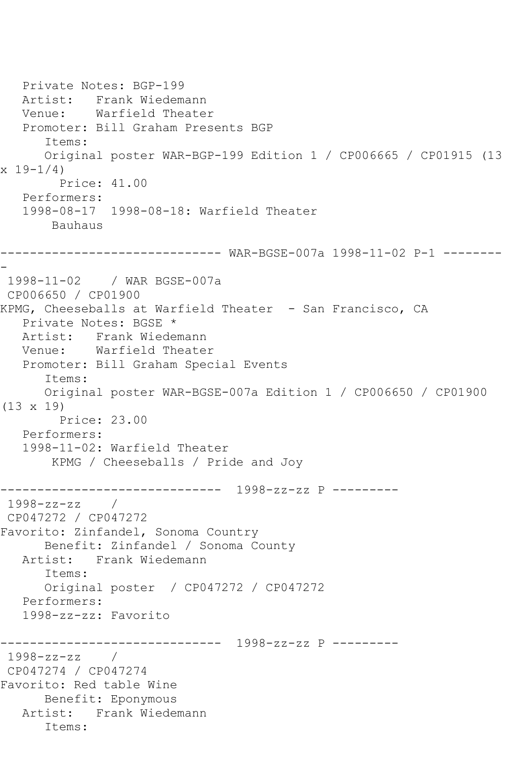Private Notes: BGP-199
Artist: Frank Wiedemann
Venue: Warfield Theater
Promoter: Bill Graham Presents BGP
Items:
Original poster WAR-BGP-199 Edition 1 / CP006665 / CP01915 (13 x 19-1/4)
Price: 41.00
Performers:
1998-08-17 1998-08-18: Warfield Theater
Bauhaus

------------------------------ WAR-BGSE-007a 1998-11-02 P-1 ---------

1998-11-02 / WAR BGSE-007a
CP006650 / CP01900
KPMG, Cheeseballs at Warfield Theater - San Francisco, CA
Private Notes: BGSE *
Artist: Frank Wiedemann
Venue: Warfield Theater
Promoter: Bill Graham Special Events
Items:
Original poster WAR-BGSE-007a Edition 1 / CP006650 / CP01900 (13 x 19)
Price: 23.00
Performers:
1998-11-02: Warfield Theater
KPMG / Cheeseballs / Pride and Joy

------------------------------ 1998-zz-zz P ---------

1998-zz-zz /
CP047272 / CP047272
Favorito: Zinfandel, Sonoma Country
Benefit: Zinfandel / Sonoma County
Artist: Frank Wiedemann
Items:
Original poster / CP047272 / CP047272
Performers:
1998-zz-zz: Favorito

------------------------------ 1998-zz-zz P ---------

1998-zz-zz /
CP047274 / CP047274
Favorito: Red table Wine
Benefit: Eponymous
Artist: Frank Wiedemann
Items: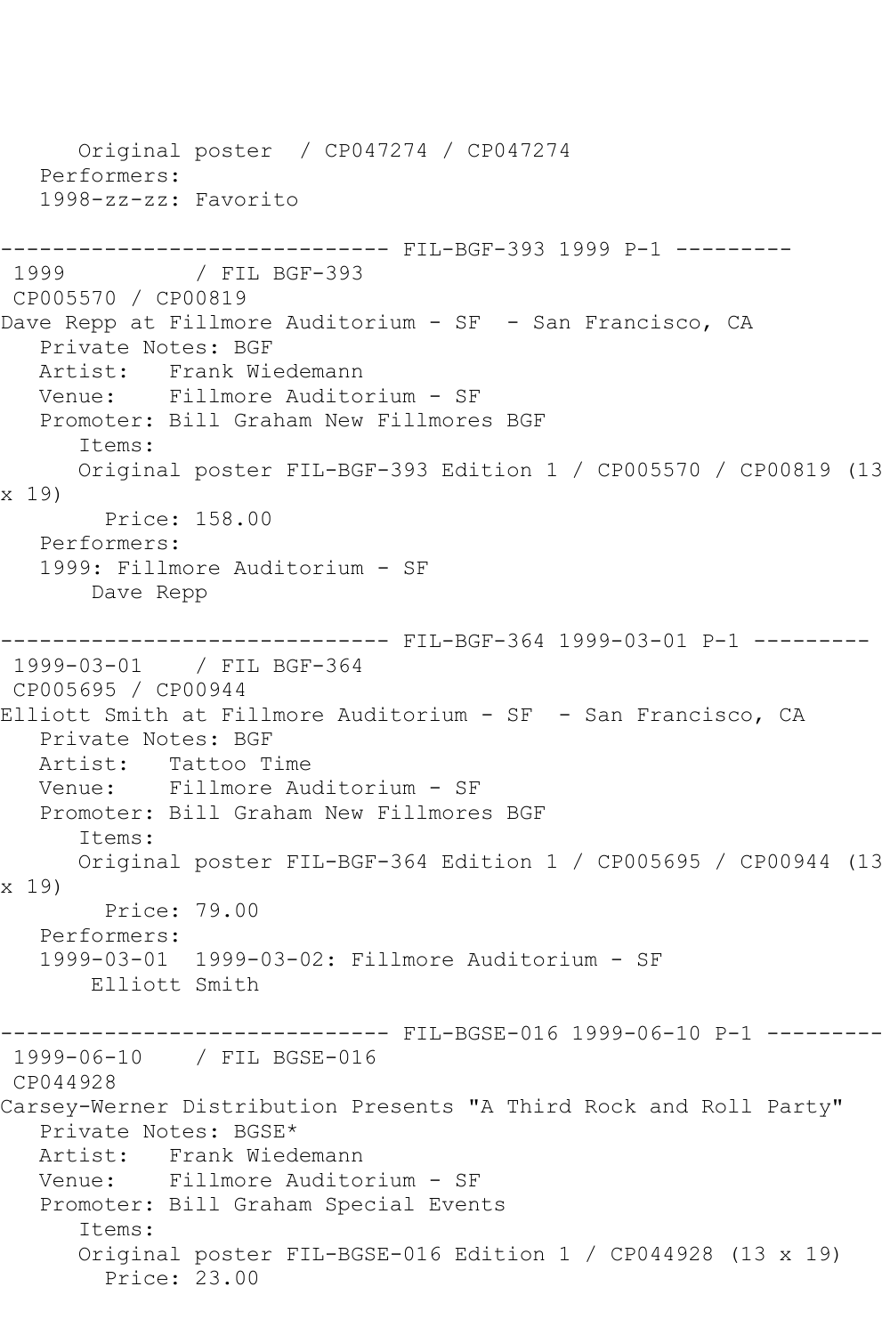Original poster  / CP047274 / CP047274
Performers:
1998-zz-zz: Favorito

------------------------------ FIL-BGF-393 1999 P-1 ---------
1999          / FIL BGF-393
CP005570 / CP00819
Dave Repp at Fillmore Auditorium - SF  - San Francisco, CA
Private Notes: BGF
Artist:   Frank Wiedemann
Venue:    Fillmore Auditorium - SF
Promoter: Bill Graham New Fillmores BGF
Items:
Original poster FIL-BGF-393 Edition 1 / CP005570 / CP00819 (13 x 19)
Price: 158.00
Performers:
1999: Fillmore Auditorium - SF
Dave Repp

------------------------------ FIL-BGF-364 1999-03-01 P-1 ---------
1999-03-01    / FIL BGF-364
CP005695 / CP00944
Elliott Smith at Fillmore Auditorium - SF  - San Francisco, CA
Private Notes: BGF
Artist:   Tattoo Time
Venue:    Fillmore Auditorium - SF
Promoter: Bill Graham New Fillmores BGF
Items:
Original poster FIL-BGF-364 Edition 1 / CP005695 / CP00944 (13 x 19)
Price: 79.00
Performers:
1999-03-01  1999-03-02: Fillmore Auditorium - SF
Elliott Smith

------------------------------ FIL-BGSE-016 1999-06-10 P-1 ---------
1999-06-10    / FIL BGSE-016
CP044928
Carsey-Werner Distribution Presents "A Third Rock and Roll Party"
Private Notes: BGSE*
Artist:   Frank Wiedemann
Venue:    Fillmore Auditorium - SF
Promoter: Bill Graham Special Events
Items:
Original poster FIL-BGSE-016 Edition 1 / CP044928 (13 x 19)
Price: 23.00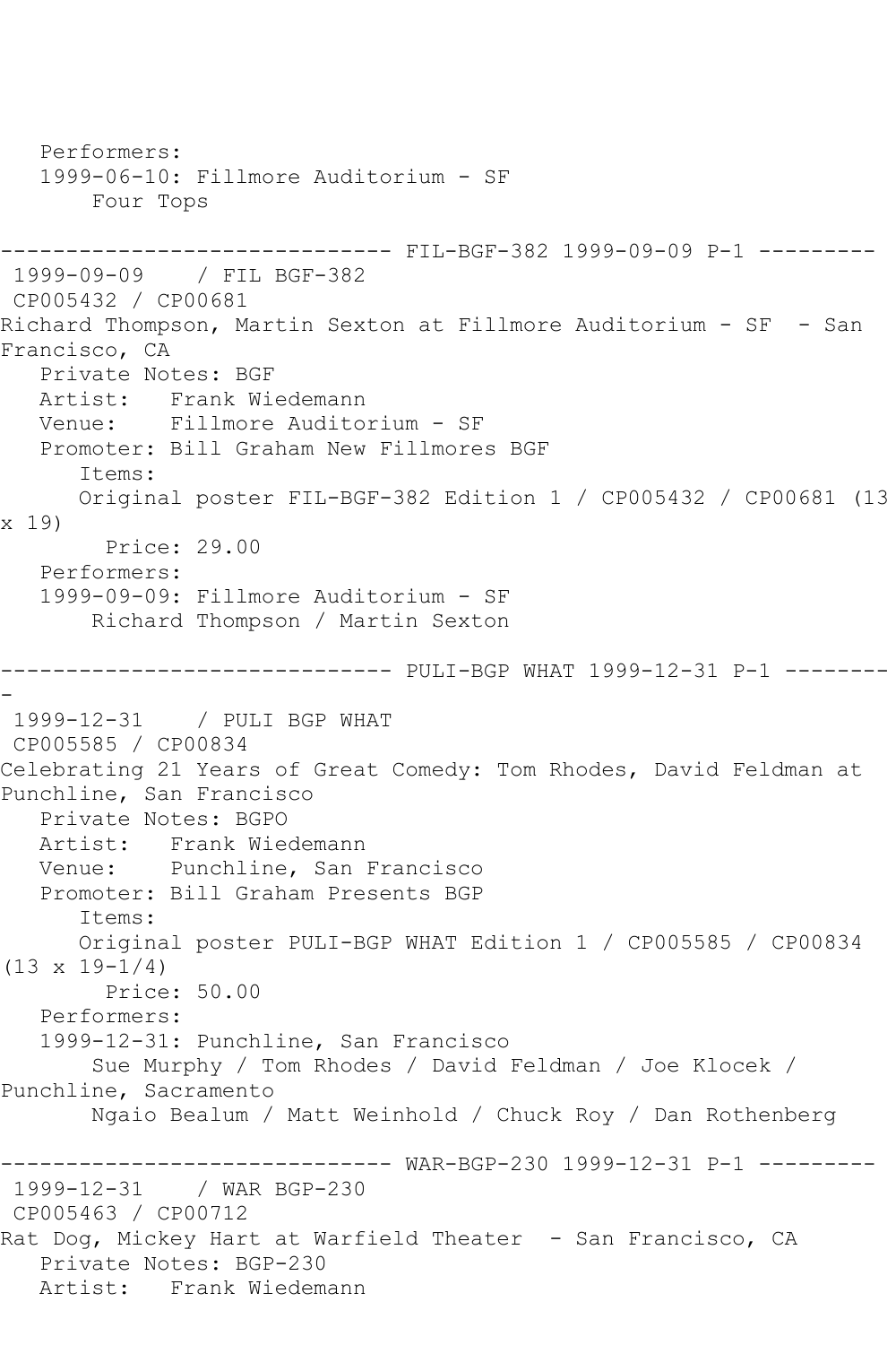Performers:
   1999-06-10: Fillmore Auditorium - SF
       Four Tops

------------------------------ FIL-BGF-382 1999-09-09 P-1 ---------
 1999-09-09    / FIL BGF-382
 CP005432 / CP00681
Richard Thompson, Martin Sexton at Fillmore Auditorium - SF  - San Francisco, CA
   Private Notes: BGF
   Artist:   Frank Wiedemann
   Venue:    Fillmore Auditorium - SF
   Promoter: Bill Graham New Fillmores BGF
      Items:
      Original poster FIL-BGF-382 Edition 1 / CP005432 / CP00681 (13 x 19)
        Price: 29.00
   Performers:
   1999-09-09: Fillmore Auditorium - SF
       Richard Thompson / Martin Sexton

------------------------------ PULI-BGP WHAT 1999-12-31 P-1 ---------
 1999-12-31    / PULI BGP WHAT
 CP005585 / CP00834
Celebrating 21 Years of Great Comedy: Tom Rhodes, David Feldman at Punchline, San Francisco
   Private Notes: BGPO
   Artist:   Frank Wiedemann
   Venue:    Punchline, San Francisco
   Promoter: Bill Graham Presents BGP
      Items:
      Original poster PULI-BGP WHAT Edition 1 / CP005585 / CP00834 (13 x 19-1/4)
        Price: 50.00
   Performers:
   1999-12-31: Punchline, San Francisco
       Sue Murphy / Tom Rhodes / David Feldman / Joe Klocek / Punchline, Sacramento
       Ngaio Bealum / Matt Weinhold / Chuck Roy / Dan Rothenberg

------------------------------ WAR-BGP-230 1999-12-31 P-1 ---------
 1999-12-31    / WAR BGP-230
 CP005463 / CP00712
Rat Dog, Mickey Hart at Warfield Theater  - San Francisco, CA
   Private Notes: BGP-230
   Artist:   Frank Wiedemann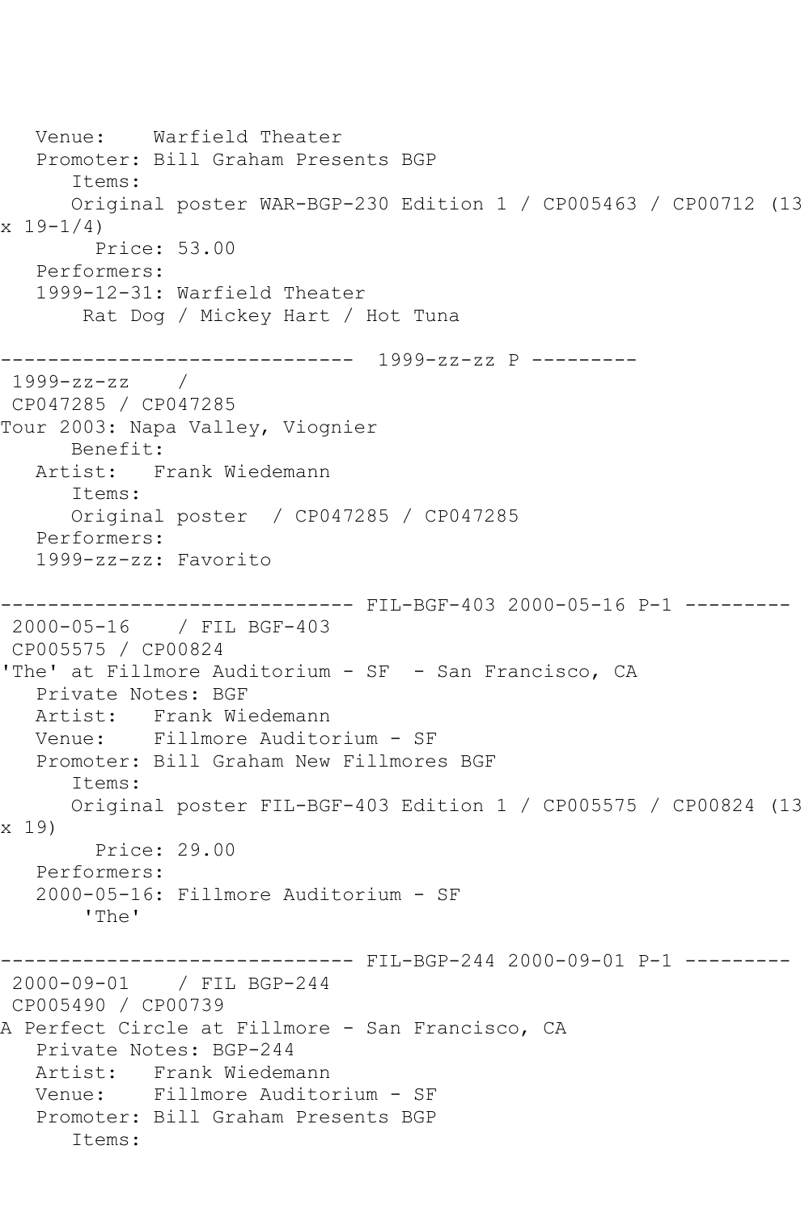Venue: Warfield Theater
Promoter: Bill Graham Presents BGP
Items:
Original poster WAR-BGP-230 Edition 1 / CP005463 / CP00712 (13 x 19-1/4)
Price: 53.00
Performers:
1999-12-31: Warfield Theater
Rat Dog / Mickey Hart / Hot Tuna

------------------------------ 1999-zz-zz P ---------

1999-zz-zz /
CP047285 / CP047285
Tour 2003: Napa Valley, Viognier
Benefit:
Artist: Frank Wiedemann
Items:
Original poster / CP047285 / CP047285
Performers:
1999-zz-zz: Favorito

------------------------------ FIL-BGF-403 2000-05-16 P-1 ---------

2000-05-16 / FIL BGF-403
CP005575 / CP00824
'The' at Fillmore Auditorium - SF - San Francisco, CA
Private Notes: BGF
Artist: Frank Wiedemann
Venue: Fillmore Auditorium - SF
Promoter: Bill Graham New Fillmores BGF
Items:
Original poster FIL-BGF-403 Edition 1 / CP005575 / CP00824 (13 x 19)
Price: 29.00
Performers:
2000-05-16: Fillmore Auditorium - SF
'The'

------------------------------ FIL-BGP-244 2000-09-01 P-1 ---------

2000-09-01 / FIL BGP-244
CP005490 / CP00739
A Perfect Circle at Fillmore - San Francisco, CA
Private Notes: BGP-244
Artist: Frank Wiedemann
Venue: Fillmore Auditorium - SF
Promoter: Bill Graham Presents BGP
Items: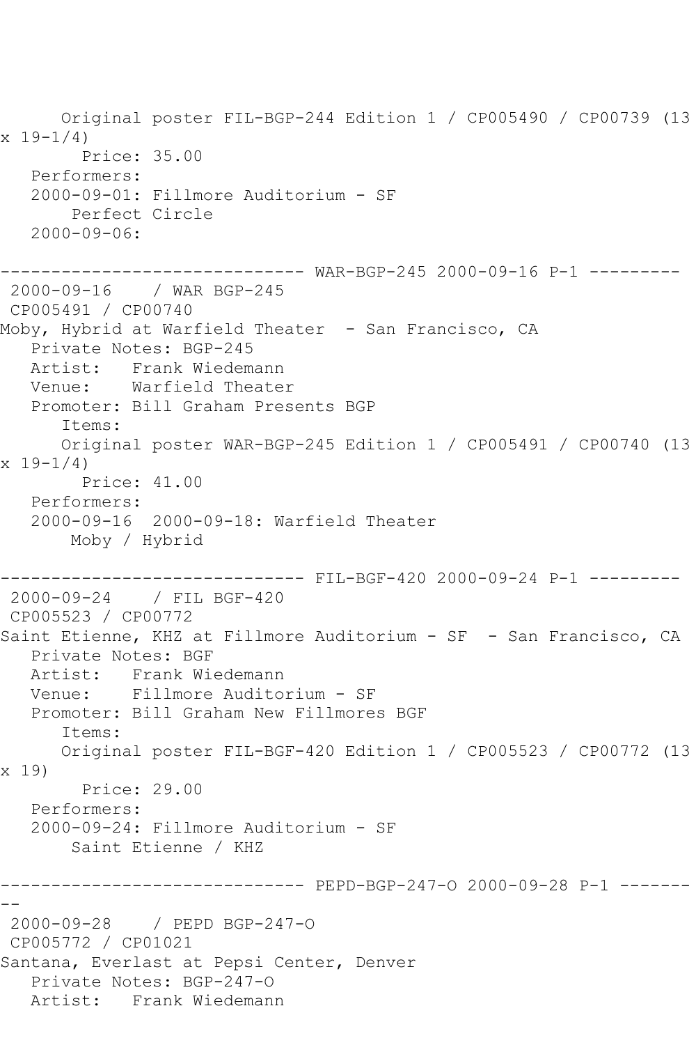Original poster FIL-BGP-244 Edition 1 / CP005490 / CP00739 (13 x 19-1/4)

Price: 35.00

Performers:

2000-09-01: Fillmore Auditorium - SF

Perfect Circle

2000-09-06:

------------------------------ WAR-BGP-245 2000-09-16 P-1 ---------

2000-09-16 / WAR BGP-245

CP005491 / CP00740

Moby, Hybrid at Warfield Theater - San Francisco, CA

Private Notes: BGP-245

Artist: Frank Wiedemann

Venue: Warfield Theater

Promoter: Bill Graham Presents BGP

Items:

Original poster WAR-BGP-245 Edition 1 / CP005491 / CP00740 (13 x 19-1/4)

Price: 41.00

Performers:

2000-09-16 2000-09-18: Warfield Theater

Moby / Hybrid

------------------------------ FIL-BGF-420 2000-09-24 P-1 ---------

2000-09-24 / FIL BGF-420

CP005523 / CP00772

Saint Etienne, KHZ at Fillmore Auditorium - SF - San Francisco, CA

Private Notes: BGF

Artist: Frank Wiedemann

Venue: Fillmore Auditorium - SF

Promoter: Bill Graham New Fillmores BGF

Items:

Original poster FIL-BGF-420 Edition 1 / CP005523 / CP00772 (13 x 19)

Price: 29.00

Performers:

2000-09-24: Fillmore Auditorium - SF

Saint Etienne / KHZ

------------------------------ PEPD-BGP-247-O 2000-09-28 P-1 ---------

2000-09-28 / PEPD BGP-247-O

CP005772 / CP01021

Santana, Everlast at Pepsi Center, Denver

Private Notes: BGP-247-O

Artist: Frank Wiedemann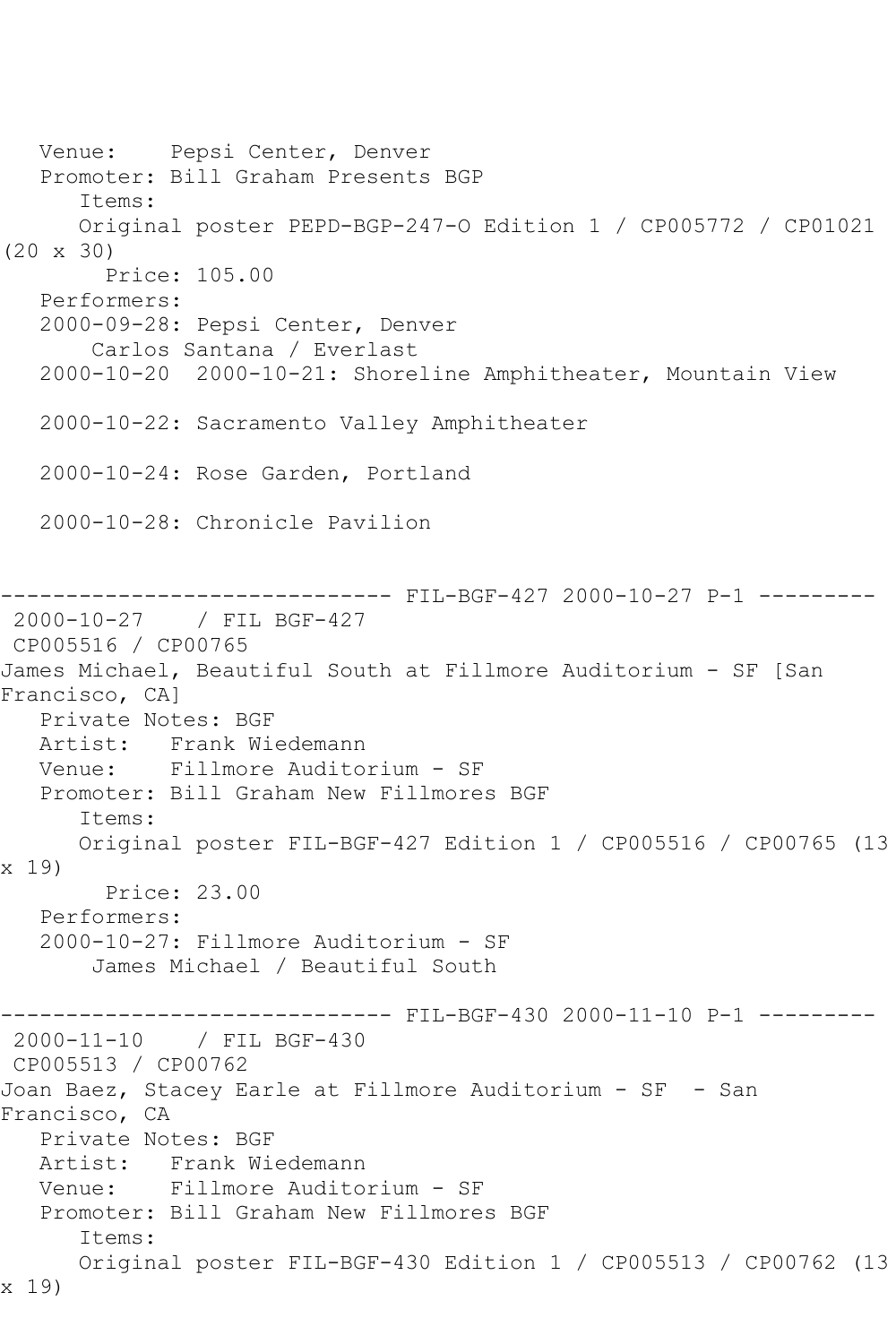Venue: Pepsi Center, Denver
Promoter: Bill Graham Presents BGP
Items:
Original poster PEPD-BGP-247-O Edition 1 / CP005772 / CP01021 (20 x 30)
Price: 105.00
Performers:
2000-09-28: Pepsi Center, Denver
Carlos Santana / Everlast
2000-10-20 2000-10-21: Shoreline Amphitheater, Mountain View

2000-10-22: Sacramento Valley Amphitheater

2000-10-24: Rose Garden, Portland

2000-10-28: Chronicle Pavilion

------------------------------ FIL-BGF-427 2000-10-27 P-1 ---------
2000-10-27 / FIL BGF-427
CP005516 / CP00765
James Michael, Beautiful South at Fillmore Auditorium - SF [San Francisco, CA]
Private Notes: BGF
Artist: Frank Wiedemann
Venue: Fillmore Auditorium - SF
Promoter: Bill Graham New Fillmores BGF
Items:
Original poster FIL-BGF-427 Edition 1 / CP005516 / CP00765 (13 x 19)
Price: 23.00
Performers:
2000-10-27: Fillmore Auditorium - SF
James Michael / Beautiful South

------------------------------ FIL-BGF-430 2000-11-10 P-1 ---------
2000-11-10 / FIL BGF-430
CP005513 / CP00762
Joan Baez, Stacey Earle at Fillmore Auditorium - SF - San Francisco, CA
Private Notes: BGF
Artist: Frank Wiedemann
Venue: Fillmore Auditorium - SF
Promoter: Bill Graham New Fillmores BGF
Items:
Original poster FIL-BGF-430 Edition 1 / CP005513 / CP00762 (13 x 19)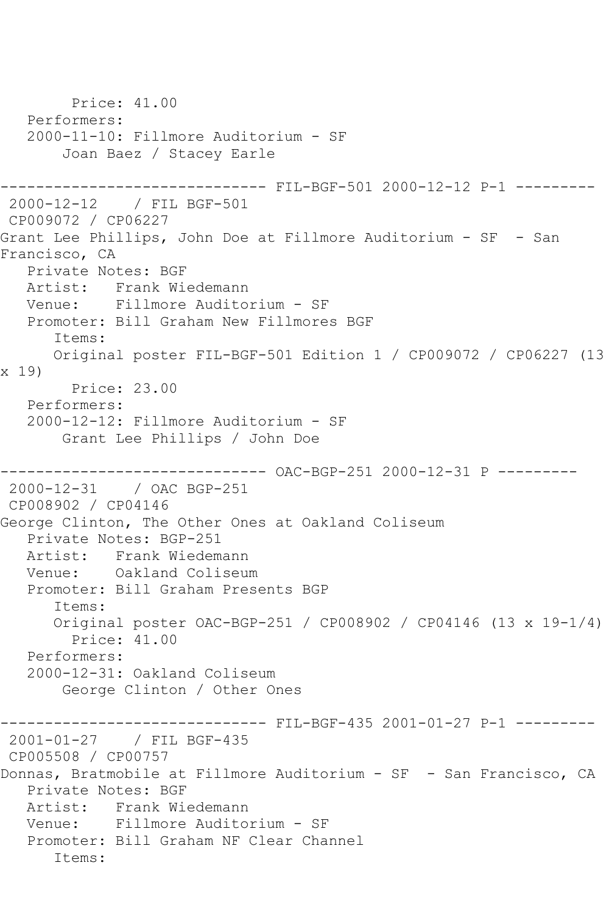Price: 41.00
Performers:
2000-11-10: Fillmore Auditorium - SF
Joan Baez / Stacey Earle

------------------------------ FIL-BGF-501 2000-12-12 P-1 ---------

2000-12-12 / FIL BGF-501
CP009072 / CP06227
Grant Lee Phillips, John Doe at Fillmore Auditorium - SF - San Francisco, CA
Private Notes: BGF
Artist: Frank Wiedemann
Venue: Fillmore Auditorium - SF
Promoter: Bill Graham New Fillmores BGF
Items:
Original poster FIL-BGF-501 Edition 1 / CP009072 / CP06227 (13 x 19)
Price: 23.00
Performers:
2000-12-12: Fillmore Auditorium - SF
Grant Lee Phillips / John Doe

------------------------------ OAC-BGP-251 2000-12-31 P ---------

2000-12-31 / OAC BGP-251
CP008902 / CP04146
George Clinton, The Other Ones at Oakland Coliseum
Private Notes: BGP-251
Artist: Frank Wiedemann
Venue: Oakland Coliseum
Promoter: Bill Graham Presents BGP
Items:
Original poster OAC-BGP-251 / CP008902 / CP04146 (13 x 19-1/4)
Price: 41.00
Performers:
2000-12-31: Oakland Coliseum
George Clinton / Other Ones

------------------------------ FIL-BGF-435 2001-01-27 P-1 ---------

2001-01-27 / FIL BGF-435
CP005508 / CP00757
Donnas, Bratmobile at Fillmore Auditorium - SF - San Francisco, CA
Private Notes: BGF
Artist: Frank Wiedemann
Venue: Fillmore Auditorium - SF
Promoter: Bill Graham NF Clear Channel
Items: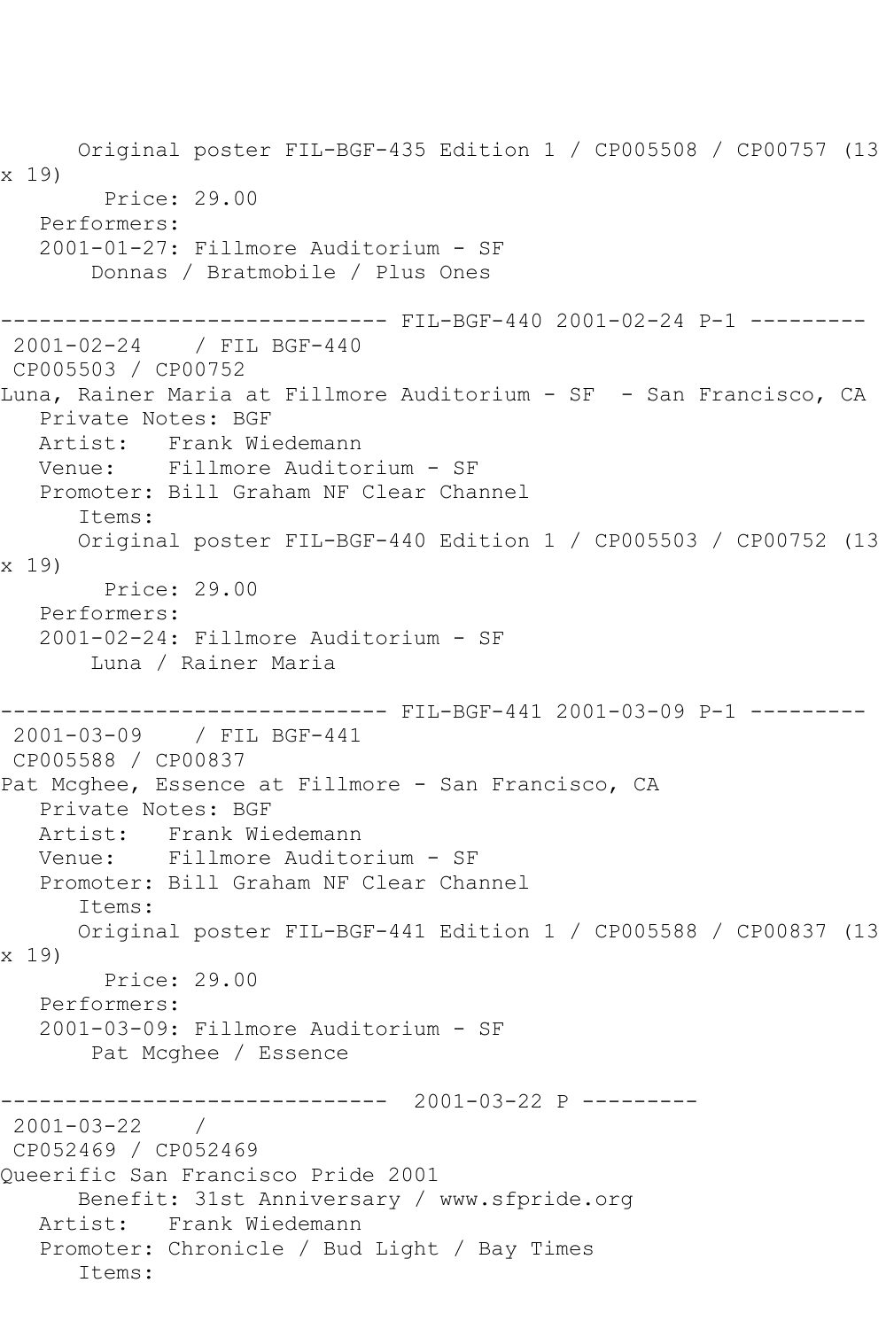Original poster FIL-BGF-435 Edition 1 / CP005508 / CP00757 (13 x 19)

Price: 29.00

Performers:

2001-01-27: Fillmore Auditorium - SF

Donnas / Bratmobile / Plus Ones

------------------------------ FIL-BGF-440 2001-02-24 P-1 ---------

2001-02-24 / FIL BGF-440

CP005503 / CP00752

Luna, Rainer Maria at Fillmore Auditorium - SF - San Francisco, CA

Private Notes: BGF

Artist: Frank Wiedemann

Venue: Fillmore Auditorium - SF

Promoter: Bill Graham NF Clear Channel

Items:

Original poster FIL-BGF-440 Edition 1 / CP005503 / CP00752 (13 x 19)

Price: 29.00

Performers:

2001-02-24: Fillmore Auditorium - SF

Luna / Rainer Maria

------------------------------ FIL-BGF-441 2001-03-09 P-1 ---------

2001-03-09 / FIL BGF-441

CP005588 / CP00837

Pat Mcghee, Essence at Fillmore - San Francisco, CA

Private Notes: BGF

Artist: Frank Wiedemann

Venue: Fillmore Auditorium - SF

Promoter: Bill Graham NF Clear Channel

Items:

Original poster FIL-BGF-441 Edition 1 / CP005588 / CP00837 (13 x 19)

Price: 29.00

Performers:

2001-03-09: Fillmore Auditorium - SF

Pat Mcghee / Essence

------------------------------ 2001-03-22 P ---------

2001-03-22 /

CP052469 / CP052469

Queerific San Francisco Pride 2001

Benefit: 31st Anniversary / www.sfpride.org

Artist: Frank Wiedemann

Promoter: Chronicle / Bud Light / Bay Times

Items: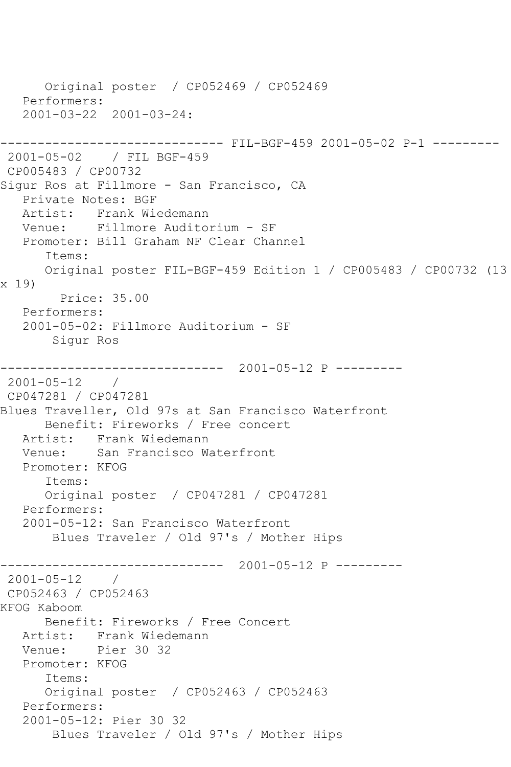```
      Original poster  / CP052469 / CP052469
   Performers:
   2001-03-22  2001-03-24:

------------------------------ FIL-BGF-459 2001-05-02 P-1 ---------
 2001-05-02    / FIL BGF-459
 CP005483 / CP00732
Sigur Ros at Fillmore - San Francisco, CA
   Private Notes: BGF
   Artist:   Frank Wiedemann
   Venue:    Fillmore Auditorium - SF
   Promoter: Bill Graham NF Clear Channel
      Items:
      Original poster FIL-BGF-459 Edition 1 / CP005483 / CP00732 (13
x 19)
        Price: 35.00
   Performers:
   2001-05-02: Fillmore Auditorium - SF
       Sigur Ros

------------------------------  2001-05-12 P ---------
 2001-05-12    /
 CP047281 / CP047281
Blues Traveller, Old 97s at San Francisco Waterfront
      Benefit: Fireworks / Free concert
   Artist:   Frank Wiedemann
   Venue:    San Francisco Waterfront
   Promoter: KFOG
      Items:
      Original poster  / CP047281 / CP047281
   Performers:
   2001-05-12: San Francisco Waterfront
       Blues Traveler / Old 97's / Mother Hips

------------------------------  2001-05-12 P ---------
 2001-05-12    /
 CP052463 / CP052463
KFOG Kaboom
      Benefit: Fireworks / Free Concert
   Artist:   Frank Wiedemann
   Venue:    Pier 30 32
   Promoter: KFOG
      Items:
      Original poster  / CP052463 / CP052463
   Performers:
   2001-05-12: Pier 30 32
       Blues Traveler / Old 97's / Mother Hips
```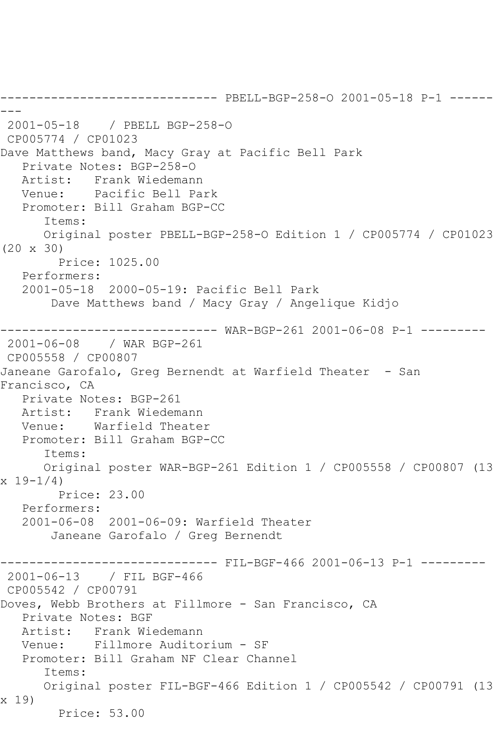------------------------------ PBELL-BGP-258-O 2001-05-18 P-1 ---------

2001-05-18 / PBELL BGP-258-O
CP005774 / CP01023
Dave Matthews band, Macy Gray at Pacific Bell Park
Private Notes: BGP-258-O
Artist: Frank Wiedemann
Venue: Pacific Bell Park
Promoter: Bill Graham BGP-CC
Items:
Original poster PBELL-BGP-258-O Edition 1 / CP005774 / CP01023 (20 x 30)
Price: 1025.00
Performers:
2001-05-18 2000-05-19: Pacific Bell Park
Dave Matthews band / Macy Gray / Angelique Kidjo

------------------------------ WAR-BGP-261 2001-06-08 P-1 ---------

2001-06-08 / WAR BGP-261
CP005558 / CP00807
Janeane Garofalo, Greg Bernendt at Warfield Theater - San Francisco, CA
Private Notes: BGP-261
Artist: Frank Wiedemann
Venue: Warfield Theater
Promoter: Bill Graham BGP-CC
Items:
Original poster WAR-BGP-261 Edition 1 / CP005558 / CP00807 (13 x 19-1/4)
Price: 23.00
Performers:
2001-06-08 2001-06-09: Warfield Theater
Janeane Garofalo / Greg Bernendt

------------------------------ FIL-BGF-466 2001-06-13 P-1 ---------

2001-06-13 / FIL BGF-466
CP005542 / CP00791
Doves, Webb Brothers at Fillmore - San Francisco, CA
Private Notes: BGF
Artist: Frank Wiedemann
Venue: Fillmore Auditorium - SF
Promoter: Bill Graham NF Clear Channel
Items:
Original poster FIL-BGF-466 Edition 1 / CP005542 / CP00791 (13 x 19)
Price: 53.00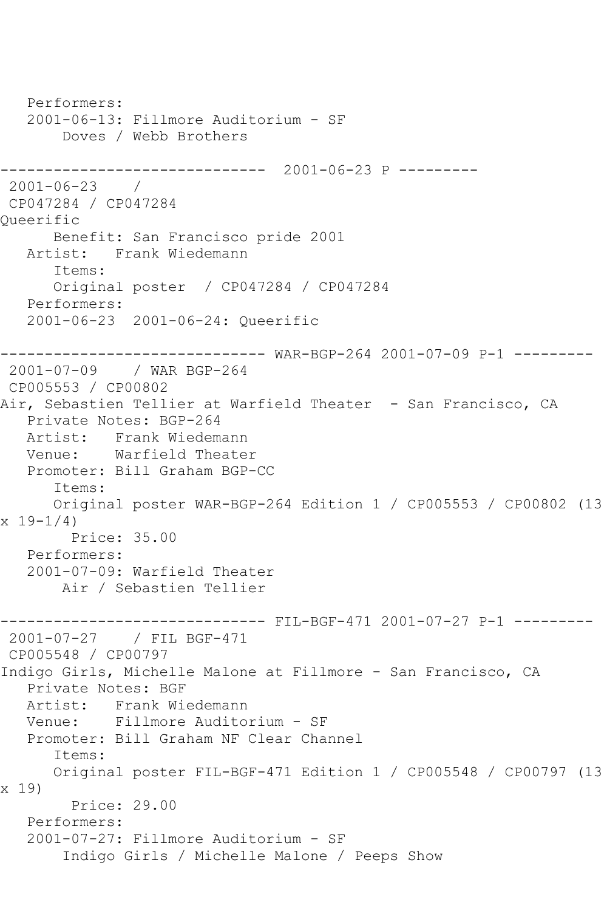```
   Performers:
   2001-06-13: Fillmore Auditorium - SF
       Doves / Webb Brothers

------------------------------  2001-06-23 P ---------
 2001-06-23    /
 CP047284 / CP047284
Queerific
      Benefit: San Francisco pride 2001
   Artist:   Frank Wiedemann
      Items:
      Original poster  / CP047284 / CP047284
   Performers:
   2001-06-23  2001-06-24: Queerific

------------------------------ WAR-BGP-264 2001-07-09 P-1 ---------
 2001-07-09    / WAR BGP-264
 CP005553 / CP00802
Air, Sebastien Tellier at Warfield Theater  - San Francisco, CA
   Private Notes: BGP-264
   Artist:   Frank Wiedemann
   Venue:    Warfield Theater
   Promoter: Bill Graham BGP-CC
      Items:
      Original poster WAR-BGP-264 Edition 1 / CP005553 / CP00802 (13
x 19-1/4)
        Price: 35.00
   Performers:
   2001-07-09: Warfield Theater
       Air / Sebastien Tellier

------------------------------ FIL-BGF-471 2001-07-27 P-1 ---------
 2001-07-27    / FIL BGF-471
 CP005548 / CP00797
Indigo Girls, Michelle Malone at Fillmore - San Francisco, CA
   Private Notes: BGF
   Artist:   Frank Wiedemann
   Venue:    Fillmore Auditorium - SF
   Promoter: Bill Graham NF Clear Channel
      Items:
      Original poster FIL-BGF-471 Edition 1 / CP005548 / CP00797 (13
x 19)
        Price: 29.00
   Performers:
   2001-07-27: Fillmore Auditorium - SF
       Indigo Girls / Michelle Malone / Peeps Show
```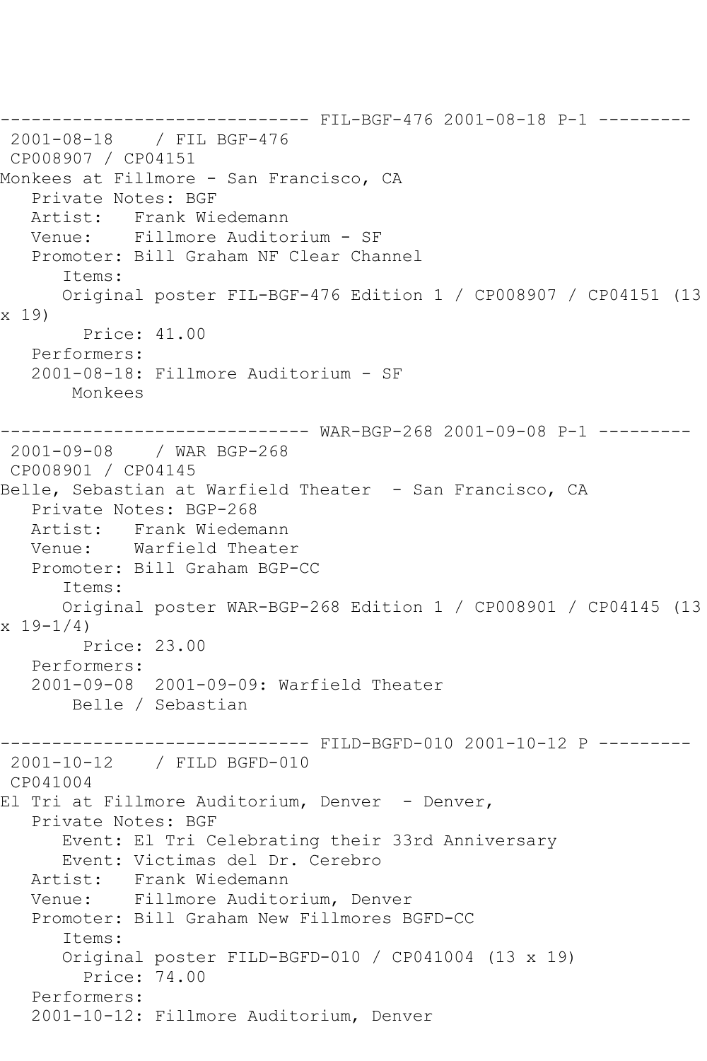------------------------------ FIL-BGF-476 2001-08-18 P-1 ---------

2001-08-18 / FIL BGF-476
CP008907 / CP04151
Monkees at Fillmore - San Francisco, CA
Private Notes: BGF
Artist: Frank Wiedemann
Venue: Fillmore Auditorium - SF
Promoter: Bill Graham NF Clear Channel
Items:
Original poster FIL-BGF-476 Edition 1 / CP008907 / CP04151 (13 x 19)
Price: 41.00
Performers:
2001-08-18: Fillmore Auditorium - SF
Monkees

------------------------------ WAR-BGP-268 2001-09-08 P-1 ---------

2001-09-08 / WAR BGP-268
CP008901 / CP04145
Belle, Sebastian at Warfield Theater - San Francisco, CA
Private Notes: BGP-268
Artist: Frank Wiedemann
Venue: Warfield Theater
Promoter: Bill Graham BGP-CC
Items:
Original poster WAR-BGP-268 Edition 1 / CP008901 / CP04145 (13 x 19-1/4)
Price: 23.00
Performers:
2001-09-08 2001-09-09: Warfield Theater
Belle / Sebastian

------------------------------ FILD-BGFD-010 2001-10-12 P ---------

2001-10-12 / FILD BGFD-010
CP041004
El Tri at Fillmore Auditorium, Denver - Denver,
Private Notes: BGF
Event: El Tri Celebrating their 33rd Anniversary
Event: Victimas del Dr. Cerebro
Artist: Frank Wiedemann
Venue: Fillmore Auditorium, Denver
Promoter: Bill Graham New Fillmores BGFD-CC
Items:
Original poster FILD-BGFD-010 / CP041004 (13 x 19)
Price: 74.00
Performers:
2001-10-12: Fillmore Auditorium, Denver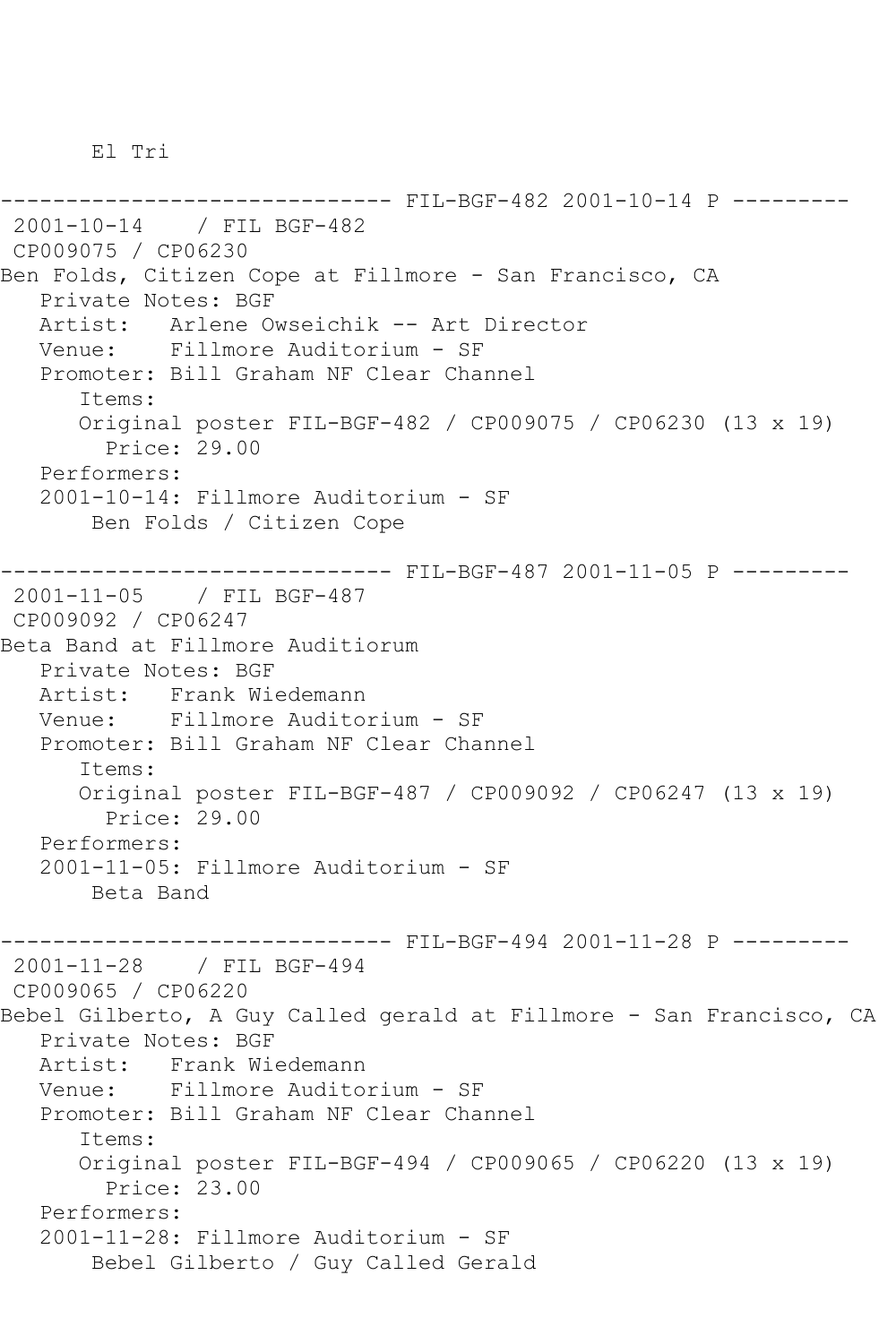```
       El Tri

------------------------------ FIL-BGF-482 2001-10-14 P ---------
 2001-10-14    / FIL BGF-482
 CP009075 / CP06230
Ben Folds, Citizen Cope at Fillmore - San Francisco, CA
   Private Notes: BGF
   Artist:   Arlene Owseichik -- Art Director
   Venue:    Fillmore Auditorium - SF
   Promoter: Bill Graham NF Clear Channel
      Items:
      Original poster FIL-BGF-482 / CP009075 / CP06230 (13 x 19)
        Price: 29.00
   Performers:
   2001-10-14: Fillmore Auditorium - SF
       Ben Folds / Citizen Cope

------------------------------ FIL-BGF-487 2001-11-05 P ---------
 2001-11-05    / FIL BGF-487
 CP009092 / CP06247
Beta Band at Fillmore Auditiorum
   Private Notes: BGF
   Artist:   Frank Wiedemann
   Venue:    Fillmore Auditorium - SF
   Promoter: Bill Graham NF Clear Channel
      Items:
      Original poster FIL-BGF-487 / CP009092 / CP06247 (13 x 19)
        Price: 29.00
   Performers:
   2001-11-05: Fillmore Auditorium - SF
       Beta Band

------------------------------ FIL-BGF-494 2001-11-28 P ---------
 2001-11-28    / FIL BGF-494
 CP009065 / CP06220
Bebel Gilberto, A Guy Called gerald at Fillmore - San Francisco, CA
   Private Notes: BGF
   Artist:   Frank Wiedemann
   Venue:    Fillmore Auditorium - SF
   Promoter: Bill Graham NF Clear Channel
      Items:
      Original poster FIL-BGF-494 / CP009065 / CP06220 (13 x 19)
        Price: 23.00
   Performers:
   2001-11-28: Fillmore Auditorium - SF
       Bebel Gilberto / Guy Called Gerald
```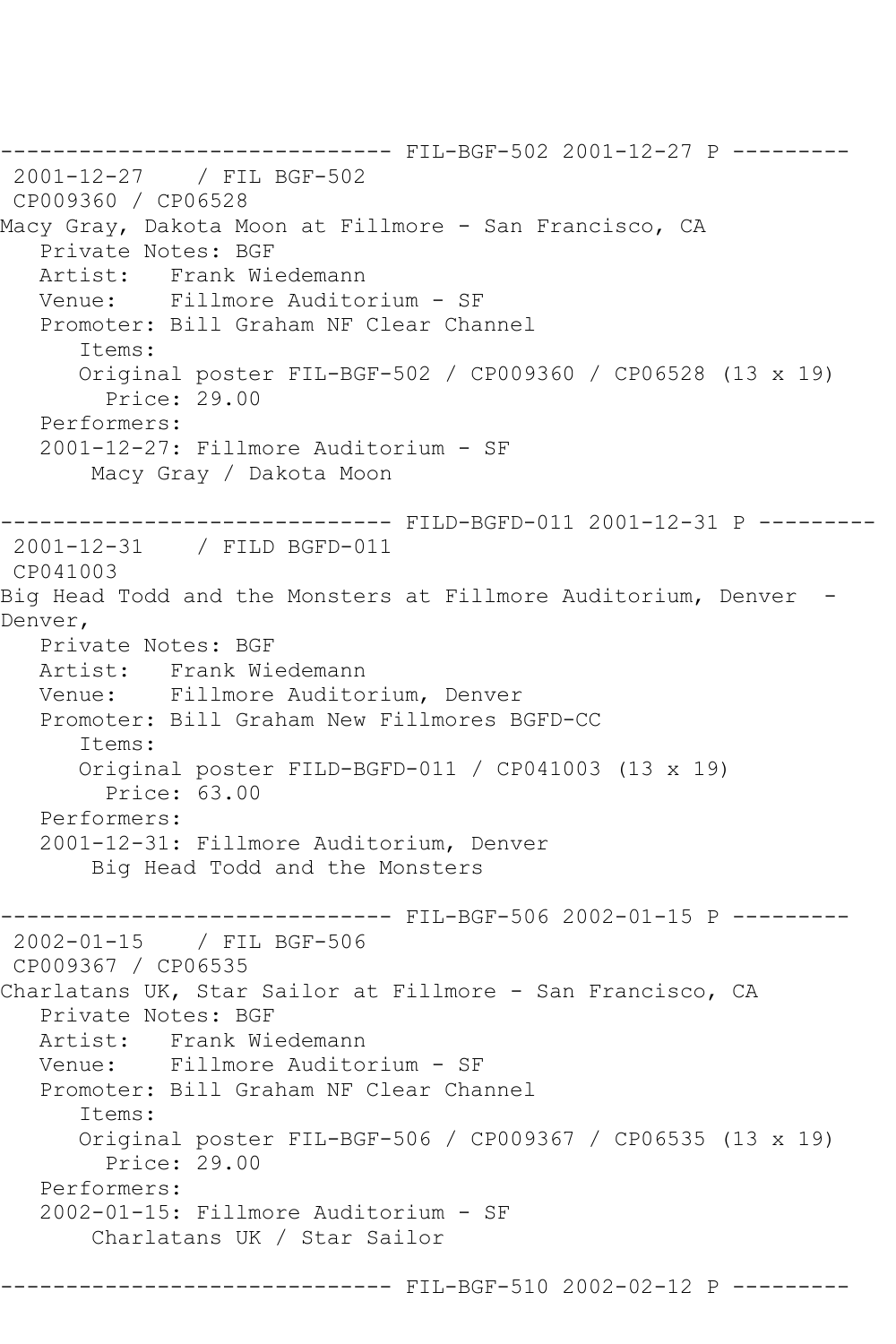------------------------------ FIL-BGF-502 2001-12-27 P ---------
2001-12-27    / FIL BGF-502
CP009360 / CP06528
Macy Gray, Dakota Moon at Fillmore - San Francisco, CA
   Private Notes: BGF
   Artist:   Frank Wiedemann
   Venue:    Fillmore Auditorium - SF
   Promoter: Bill Graham NF Clear Channel
      Items:
      Original poster FIL-BGF-502 / CP009360 / CP06528 (13 x 19)
        Price: 29.00
   Performers:
   2001-12-27: Fillmore Auditorium - SF
       Macy Gray / Dakota Moon

------------------------------ FILD-BGFD-011 2001-12-31 P ---------
2001-12-31    / FILD BGFD-011
CP041003
Big Head Todd and the Monsters at Fillmore Auditorium, Denver  - Denver,
   Private Notes: BGF
   Artist:   Frank Wiedemann
   Venue:    Fillmore Auditorium, Denver
   Promoter: Bill Graham New Fillmores BGFD-CC
      Items:
      Original poster FILD-BGFD-011 / CP041003 (13 x 19)
        Price: 63.00
   Performers:
   2001-12-31: Fillmore Auditorium, Denver
       Big Head Todd and the Monsters

------------------------------ FIL-BGF-506 2002-01-15 P ---------
2002-01-15    / FIL BGF-506
CP009367 / CP06535
Charlatans UK, Star Sailor at Fillmore - San Francisco, CA
   Private Notes: BGF
   Artist:   Frank Wiedemann
   Venue:    Fillmore Auditorium - SF
   Promoter: Bill Graham NF Clear Channel
      Items:
      Original poster FIL-BGF-506 / CP009367 / CP06535 (13 x 19)
        Price: 29.00
   Performers:
   2002-01-15: Fillmore Auditorium - SF
       Charlatans UK / Star Sailor

------------------------------ FIL-BGF-510 2002-02-12 P ---------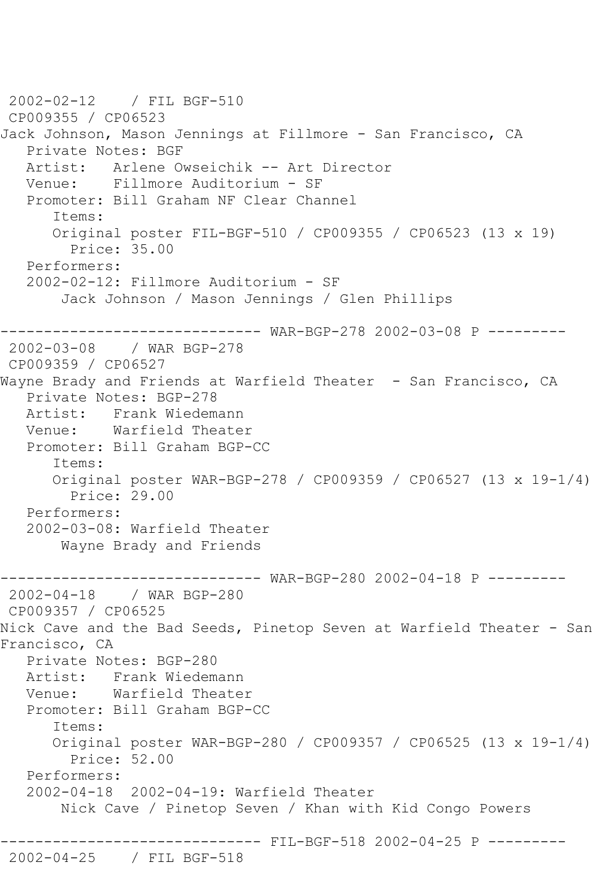```
 2002-02-12    / FIL BGF-510
 CP009355 / CP06523
Jack Johnson, Mason Jennings at Fillmore - San Francisco, CA
   Private Notes: BGF
   Artist:   Arlene Owseichik -- Art Director
   Venue:    Fillmore Auditorium - SF
   Promoter: Bill Graham NF Clear Channel
      Items:
      Original poster FIL-BGF-510 / CP009355 / CP06523 (13 x 19)
        Price: 35.00
   Performers:
   2002-02-12: Fillmore Auditorium - SF
       Jack Johnson / Mason Jennings / Glen Phillips

------------------------------ WAR-BGP-278 2002-03-08 P ---------
 2002-03-08    / WAR BGP-278
 CP009359 / CP06527
Wayne Brady and Friends at Warfield Theater  - San Francisco, CA
   Private Notes: BGP-278
   Artist:   Frank Wiedemann
   Venue:    Warfield Theater
   Promoter: Bill Graham BGP-CC
      Items:
      Original poster WAR-BGP-278 / CP009359 / CP06527 (13 x 19-1/4)
        Price: 29.00
   Performers:
   2002-03-08: Warfield Theater
       Wayne Brady and Friends

------------------------------ WAR-BGP-280 2002-04-18 P ---------
 2002-04-18    / WAR BGP-280
 CP009357 / CP06525
Nick Cave and the Bad Seeds, Pinetop Seven at Warfield Theater - San
Francisco, CA
   Private Notes: BGP-280
   Artist:   Frank Wiedemann
   Venue:    Warfield Theater
   Promoter: Bill Graham BGP-CC
      Items:
      Original poster WAR-BGP-280 / CP009357 / CP06525 (13 x 19-1/4)
        Price: 52.00
   Performers:
   2002-04-18  2002-04-19: Warfield Theater
       Nick Cave / Pinetop Seven / Khan with Kid Congo Powers

------------------------------ FIL-BGF-518 2002-04-25 P ---------
 2002-04-25    / FIL BGF-518
```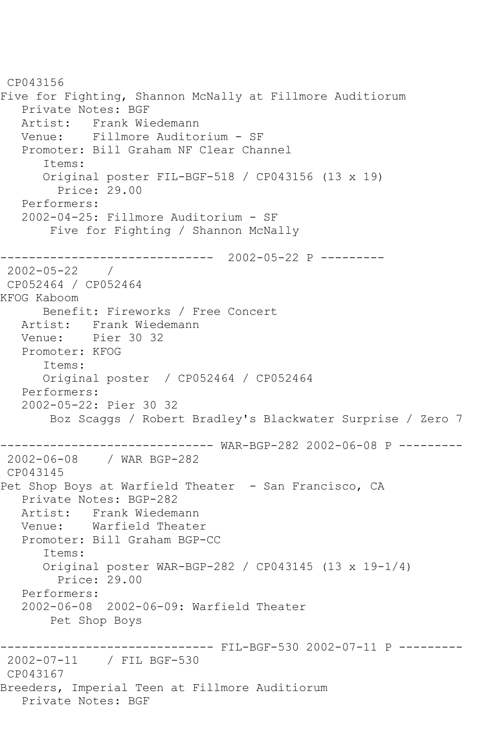```
 CP043156
Five for Fighting, Shannon McNally at Fillmore Auditiorum
   Private Notes: BGF
   Artist:   Frank Wiedemann
   Venue:    Fillmore Auditorium - SF
   Promoter: Bill Graham NF Clear Channel
      Items:
      Original poster FIL-BGF-518 / CP043156 (13 x 19)
        Price: 29.00
   Performers:
   2002-04-25: Fillmore Auditorium - SF
       Five for Fighting / Shannon McNally

------------------------------  2002-05-22 P ---------
 2002-05-22    /
 CP052464 / CP052464
KFOG Kaboom
      Benefit: Fireworks / Free Concert
   Artist:   Frank Wiedemann
   Venue:    Pier 30 32
   Promoter: KFOG
      Items:
      Original poster  / CP052464 / CP052464
   Performers:
   2002-05-22: Pier 30 32
       Boz Scaggs / Robert Bradley's Blackwater Surprise / Zero 7

------------------------------ WAR-BGP-282 2002-06-08 P ---------
 2002-06-08    / WAR BGP-282
 CP043145
Pet Shop Boys at Warfield Theater  - San Francisco, CA
   Private Notes: BGP-282
   Artist:   Frank Wiedemann
   Venue:    Warfield Theater
   Promoter: Bill Graham BGP-CC
      Items:
      Original poster WAR-BGP-282 / CP043145 (13 x 19-1/4)
        Price: 29.00
   Performers:
   2002-06-08  2002-06-09: Warfield Theater
       Pet Shop Boys

------------------------------ FIL-BGF-530 2002-07-11 P ---------
 2002-07-11    / FIL BGF-530
 CP043167
Breeders, Imperial Teen at Fillmore Auditiorum
   Private Notes: BGF
```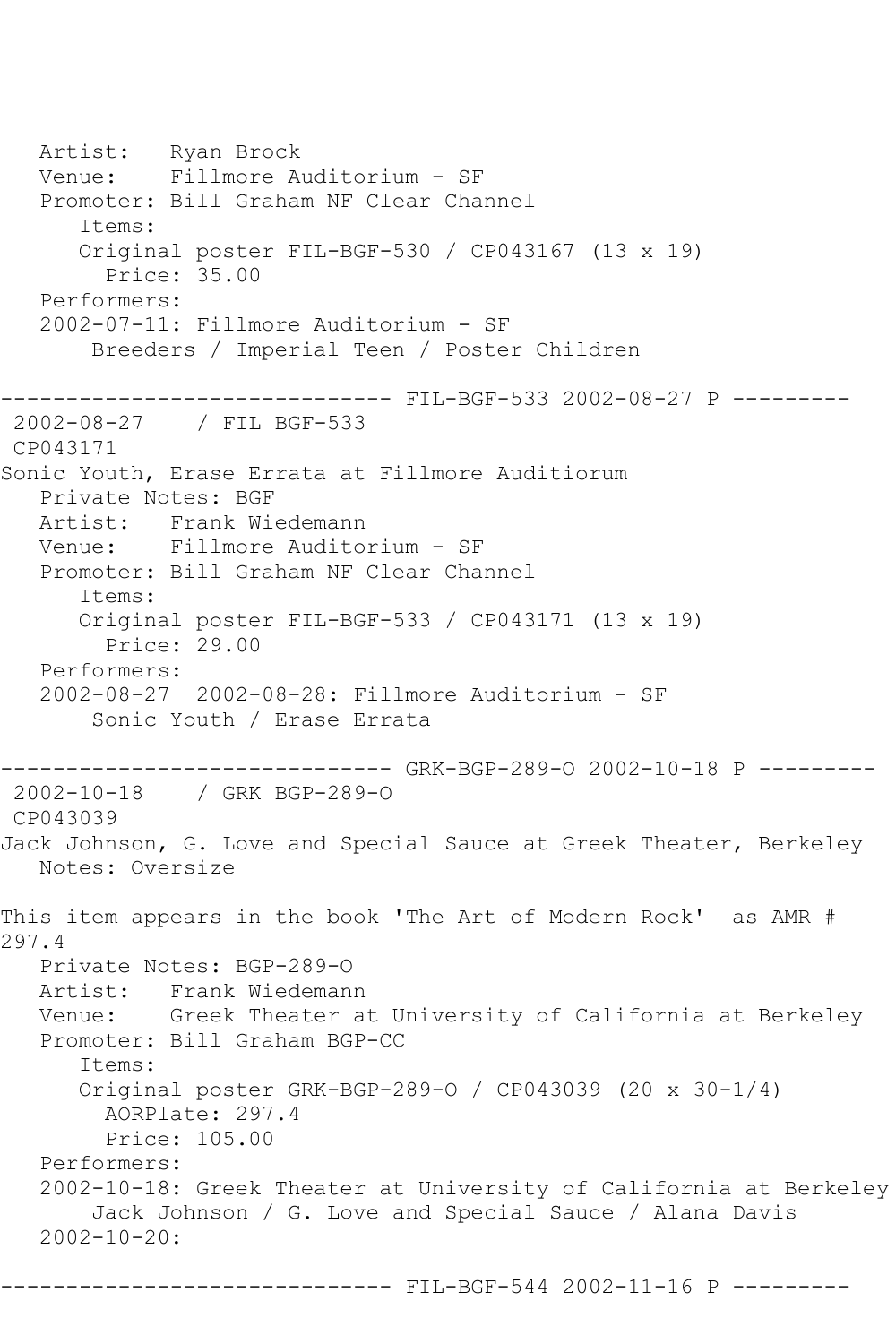```
   Artist:   Ryan Brock
   Venue:    Fillmore Auditorium - SF
   Promoter: Bill Graham NF Clear Channel
      Items:
      Original poster FIL-BGF-530 / CP043167 (13 x 19)
        Price: 35.00
   Performers:
   2002-07-11: Fillmore Auditorium - SF
       Breeders / Imperial Teen / Poster Children

------------------------------ FIL-BGF-533 2002-08-27 P ---------
 2002-08-27    / FIL BGF-533
 CP043171
Sonic Youth, Erase Errata at Fillmore Auditiorum
   Private Notes: BGF
   Artist:   Frank Wiedemann
   Venue:    Fillmore Auditorium - SF
   Promoter: Bill Graham NF Clear Channel
      Items:
      Original poster FIL-BGF-533 / CP043171 (13 x 19)
        Price: 29.00
   Performers:
   2002-08-27  2002-08-28: Fillmore Auditorium - SF
       Sonic Youth / Erase Errata

------------------------------ GRK-BGP-289-O 2002-10-18 P ---------
 2002-10-18    / GRK BGP-289-O
 CP043039
Jack Johnson, G. Love and Special Sauce at Greek Theater, Berkeley
   Notes: Oversize

This item appears in the book 'The Art of Modern Rock'  as AMR #
297.4
   Private Notes: BGP-289-O
   Artist:   Frank Wiedemann
   Venue:    Greek Theater at University of California at Berkeley
   Promoter: Bill Graham BGP-CC
      Items:
      Original poster GRK-BGP-289-O / CP043039 (20 x 30-1/4)
        AORPlate: 297.4
        Price: 105.00
   Performers:
   2002-10-18: Greek Theater at University of California at Berkeley
       Jack Johnson / G. Love and Special Sauce / Alana Davis
   2002-10-20:

------------------------------ FIL-BGF-544 2002-11-16 P ---------
```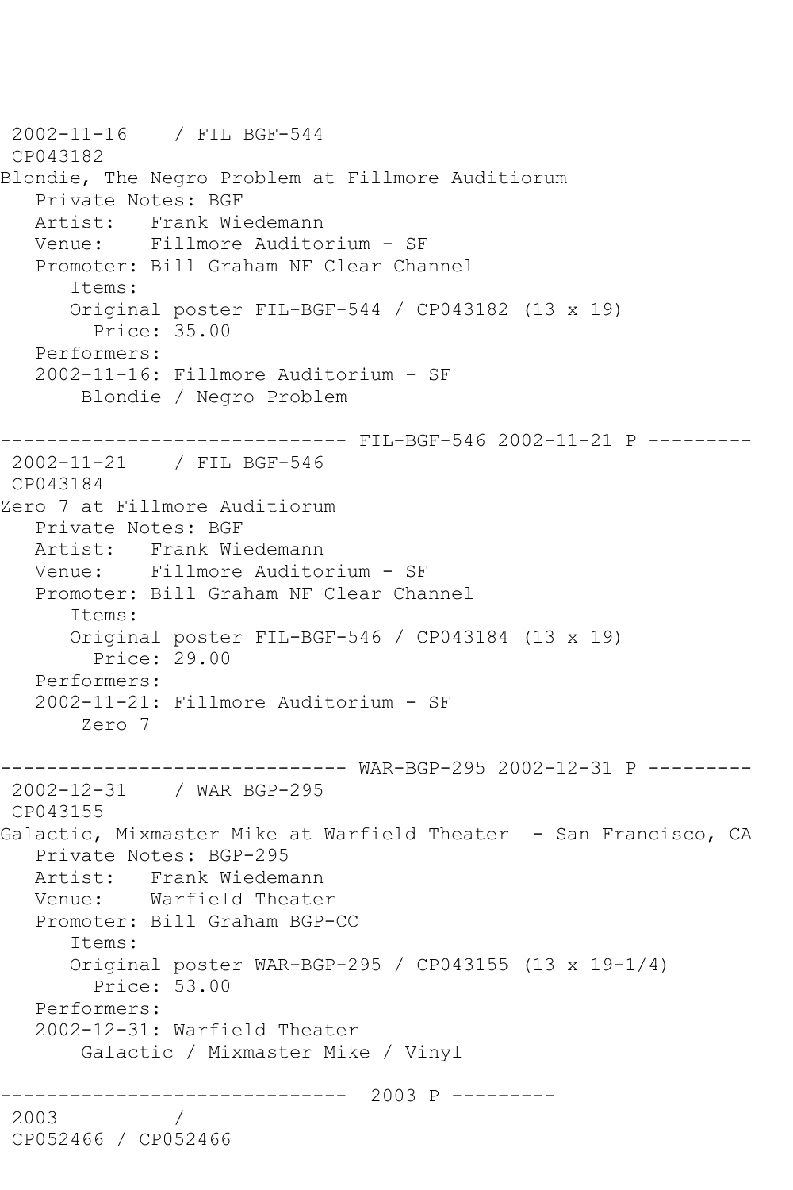2002-11-16    / FIL BGF-544
CP043182
Blondie, The Negro Problem at Fillmore Auditiorum
   Private Notes: BGF
   Artist:   Frank Wiedemann
   Venue:    Fillmore Auditorium - SF
   Promoter: Bill Graham NF Clear Channel
      Items:
      Original poster FIL-BGF-544 / CP043182 (13 x 19)
        Price: 35.00
   Performers:
   2002-11-16: Fillmore Auditorium - SF
       Blondie / Negro Problem

------------------------------ FIL-BGF-546 2002-11-21 P ---------
2002-11-21    / FIL BGF-546
CP043184
Zero 7 at Fillmore Auditiorum
   Private Notes: BGF
   Artist:   Frank Wiedemann
   Venue:    Fillmore Auditorium - SF
   Promoter: Bill Graham NF Clear Channel
      Items:
      Original poster FIL-BGF-546 / CP043184 (13 x 19)
        Price: 29.00
   Performers:
   2002-11-21: Fillmore Auditorium - SF
       Zero 7

------------------------------ WAR-BGP-295 2002-12-31 P ---------
2002-12-31    / WAR BGP-295
CP043155
Galactic, Mixmaster Mike at Warfield Theater  - San Francisco, CA
   Private Notes: BGP-295
   Artist:   Frank Wiedemann
   Venue:    Warfield Theater
   Promoter: Bill Graham BGP-CC
      Items:
      Original poster WAR-BGP-295 / CP043155 (13 x 19-1/4)
        Price: 53.00
   Performers:
   2002-12-31: Warfield Theater
       Galactic / Mixmaster Mike / Vinyl

------------------------------  2003 P ---------
2003          /
CP052466 / CP052466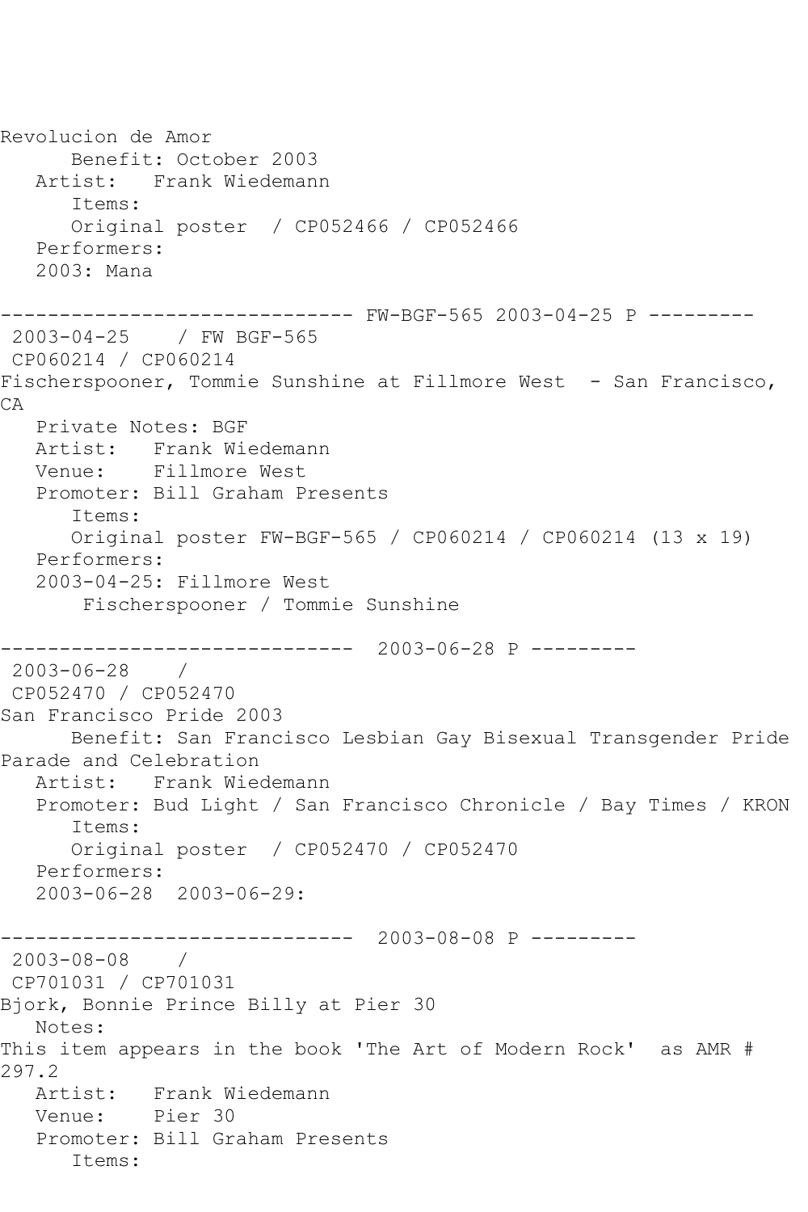Revolucion de Amor
      Benefit: October 2003
   Artist:   Frank Wiedemann
      Items:
      Original poster  / CP052466 / CP052466
   Performers:
   2003: Mana

------------------------------ FW-BGF-565 2003-04-25 P ---------
 2003-04-25    / FW BGF-565
 CP060214 / CP060214
Fischerspooner, Tommie Sunshine at Fillmore West  - San Francisco, CA
   Private Notes: BGF
   Artist:   Frank Wiedemann
   Venue:    Fillmore West
   Promoter: Bill Graham Presents
      Items:
      Original poster FW-BGF-565 / CP060214 / CP060214 (13 x 19)
   Performers:
   2003-04-25: Fillmore West
       Fischerspooner / Tommie Sunshine

------------------------------  2003-06-28 P ---------
 2003-06-28    /
 CP052470 / CP052470
San Francisco Pride 2003
      Benefit: San Francisco Lesbian Gay Bisexual Transgender Pride Parade and Celebration
   Artist:   Frank Wiedemann
   Promoter: Bud Light / San Francisco Chronicle / Bay Times / KRON
      Items:
      Original poster  / CP052470 / CP052470
   Performers:
   2003-06-28  2003-06-29:

------------------------------  2003-08-08 P ---------
 2003-08-08    /
 CP701031 / CP701031
Bjork, Bonnie Prince Billy at Pier 30
   Notes:
This item appears in the book 'The Art of Modern Rock'  as AMR # 297.2
   Artist:   Frank Wiedemann
   Venue:    Pier 30
   Promoter: Bill Graham Presents
      Items: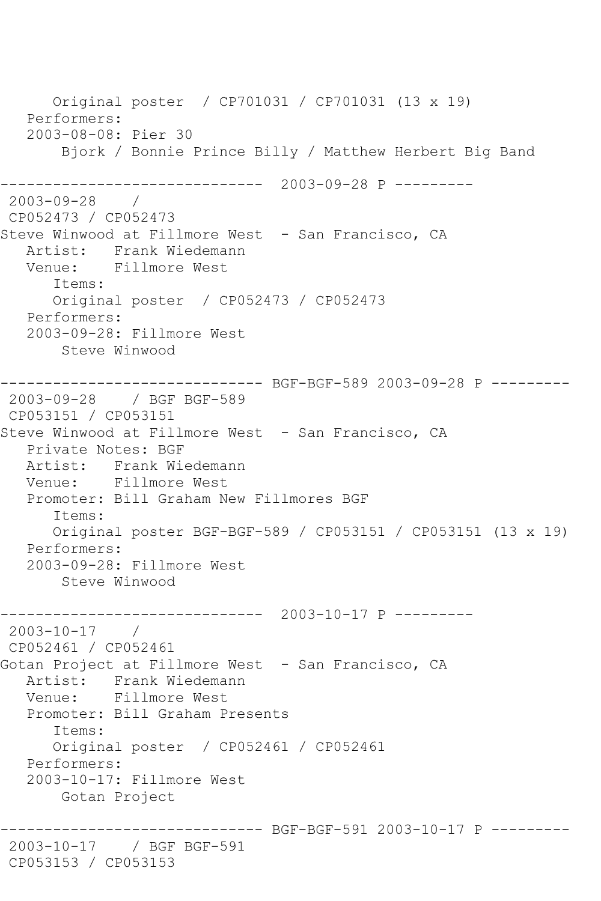Original poster  / CP701031 / CP701031 (13 x 19)
Performers:
2003-08-08: Pier 30
Bjork / Bonnie Prince Billy / Matthew Herbert Big Band

------------------------------  2003-09-28 P ---------
2003-09-28    /
CP052473 / CP052473
Steve Winwood at Fillmore West  - San Francisco, CA
Artist:   Frank Wiedemann
Venue:    Fillmore West
Items:
Original poster  / CP052473 / CP052473
Performers:
2003-09-28: Fillmore West
Steve Winwood

------------------------------ BGF-BGF-589 2003-09-28 P ---------
2003-09-28    / BGF BGF-589
CP053151 / CP053151
Steve Winwood at Fillmore West  - San Francisco, CA
Private Notes: BGF
Artist:   Frank Wiedemann
Venue:    Fillmore West
Promoter: Bill Graham New Fillmores BGF
Items:
Original poster BGF-BGF-589 / CP053151 / CP053151 (13 x 19)
Performers:
2003-09-28: Fillmore West
Steve Winwood

------------------------------  2003-10-17 P ---------
2003-10-17    /
CP052461 / CP052461
Gotan Project at Fillmore West  - San Francisco, CA
Artist:   Frank Wiedemann
Venue:    Fillmore West
Promoter: Bill Graham Presents
Items:
Original poster  / CP052461 / CP052461
Performers:
2003-10-17: Fillmore West
Gotan Project

------------------------------ BGF-BGF-591 2003-10-17 P ---------
2003-10-17    / BGF BGF-591
CP053153 / CP053153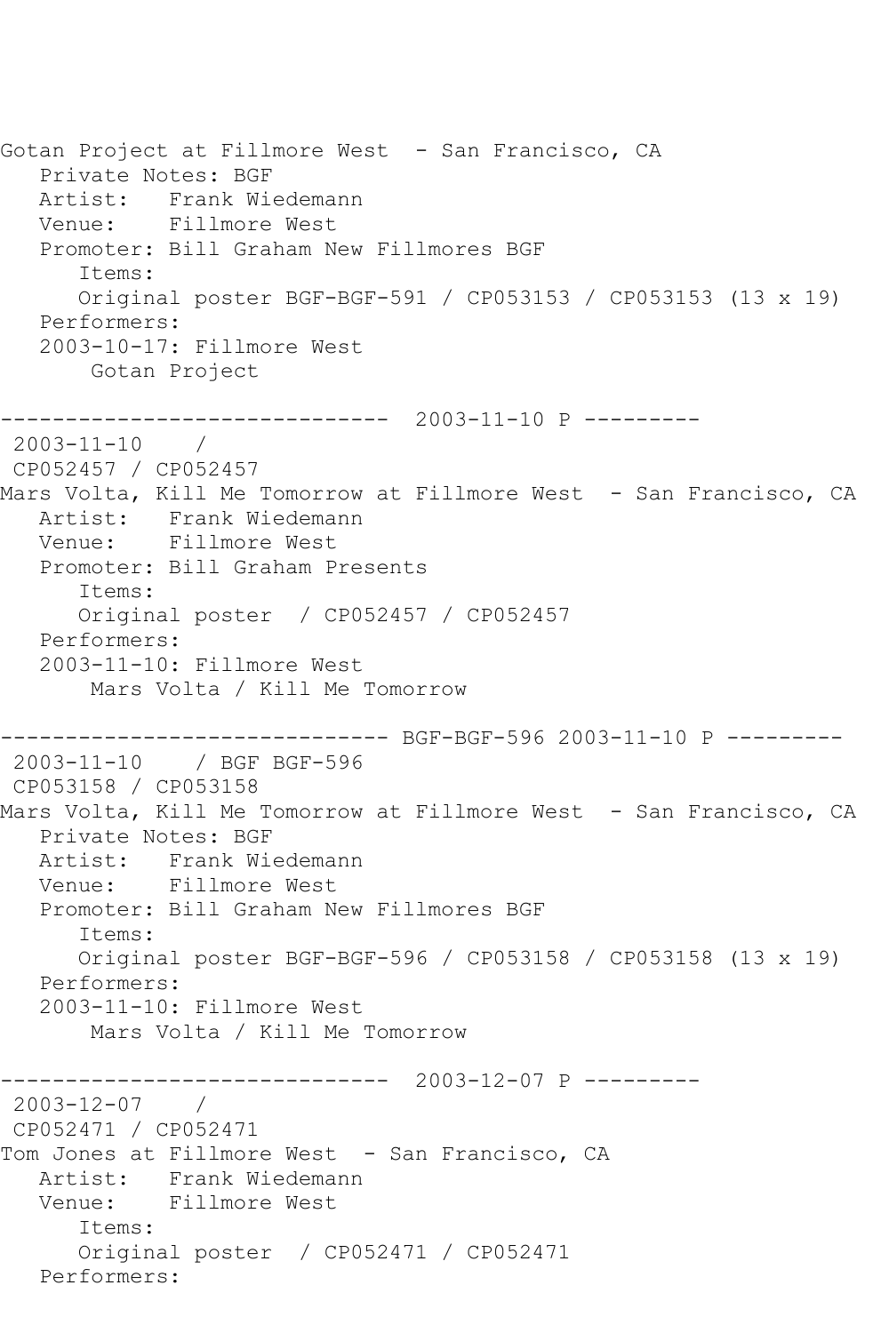```
Gotan Project at Fillmore West  - San Francisco, CA
   Private Notes: BGF
   Artist:   Frank Wiedemann
   Venue:    Fillmore West
   Promoter: Bill Graham New Fillmores BGF
      Items:
      Original poster BGF-BGF-591 / CP053153 / CP053153 (13 x 19)
   Performers:
   2003-10-17: Fillmore West
       Gotan Project

------------------------------  2003-11-10 P ---------
 2003-11-10    /
 CP052457 / CP052457
Mars Volta, Kill Me Tomorrow at Fillmore West  - San Francisco, CA
   Artist:   Frank Wiedemann
   Venue:    Fillmore West
   Promoter: Bill Graham Presents
      Items:
      Original poster  / CP052457 / CP052457
   Performers:
   2003-11-10: Fillmore West
       Mars Volta / Kill Me Tomorrow

------------------------------ BGF-BGF-596 2003-11-10 P ---------
 2003-11-10    / BGF BGF-596
 CP053158 / CP053158
Mars Volta, Kill Me Tomorrow at Fillmore West  - San Francisco, CA
   Private Notes: BGF
   Artist:   Frank Wiedemann
   Venue:    Fillmore West
   Promoter: Bill Graham New Fillmores BGF
      Items:
      Original poster BGF-BGF-596 / CP053158 / CP053158 (13 x 19)
   Performers:
   2003-11-10: Fillmore West
       Mars Volta / Kill Me Tomorrow

------------------------------  2003-12-07 P ---------
 2003-12-07    /
 CP052471 / CP052471
Tom Jones at Fillmore West  - San Francisco, CA
   Artist:   Frank Wiedemann
   Venue:    Fillmore West
      Items:
      Original poster  / CP052471 / CP052471
   Performers:
```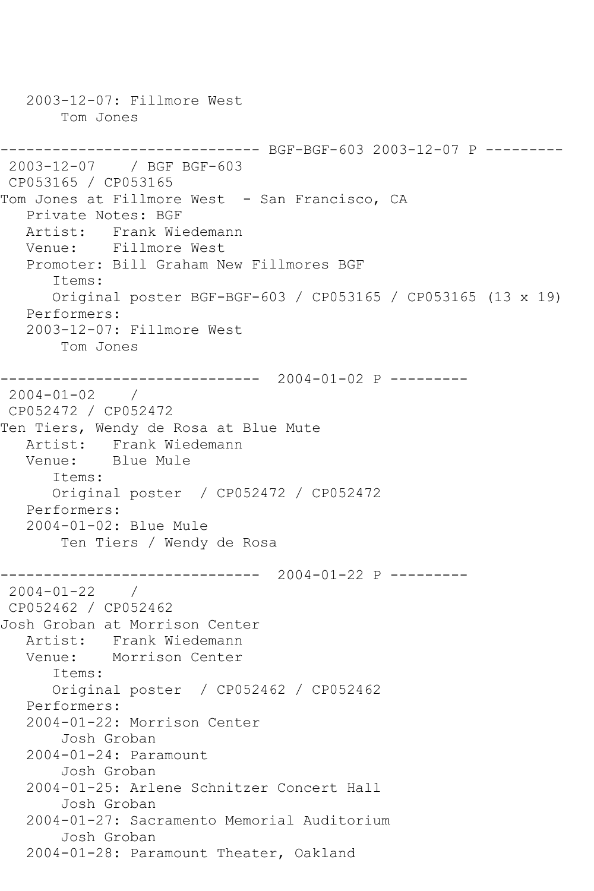2003-12-07: Fillmore West
    Tom Jones

------------------------------ BGF-BGF-603 2003-12-07 P ---------
2003-12-07 / BGF BGF-603
CP053165 / CP053165
Tom Jones at Fillmore West - San Francisco, CA
Private Notes: BGF
Artist: Frank Wiedemann
Venue: Fillmore West
Promoter: Bill Graham New Fillmores BGF
Items:
Original poster BGF-BGF-603 / CP053165 / CP053165 (13 x 19)
Performers:
2003-12-07: Fillmore West
    Tom Jones

------------------------------ 2004-01-02 P ---------
2004-01-02 /
CP052472 / CP052472
Ten Tiers, Wendy de Rosa at Blue Mute
Artist: Frank Wiedemann
Venue: Blue Mule
Items:
Original poster / CP052472 / CP052472
Performers:
2004-01-02: Blue Mule
    Ten Tiers / Wendy de Rosa

------------------------------ 2004-01-22 P ---------
2004-01-22 /
CP052462 / CP052462
Josh Groban at Morrison Center
Artist: Frank Wiedemann
Venue: Morrison Center
Items:
Original poster / CP052462 / CP052462
Performers:
2004-01-22: Morrison Center
    Josh Groban
2004-01-24: Paramount
    Josh Groban
2004-01-25: Arlene Schnitzer Concert Hall
    Josh Groban
2004-01-27: Sacramento Memorial Auditorium
    Josh Groban
2004-01-28: Paramount Theater, Oakland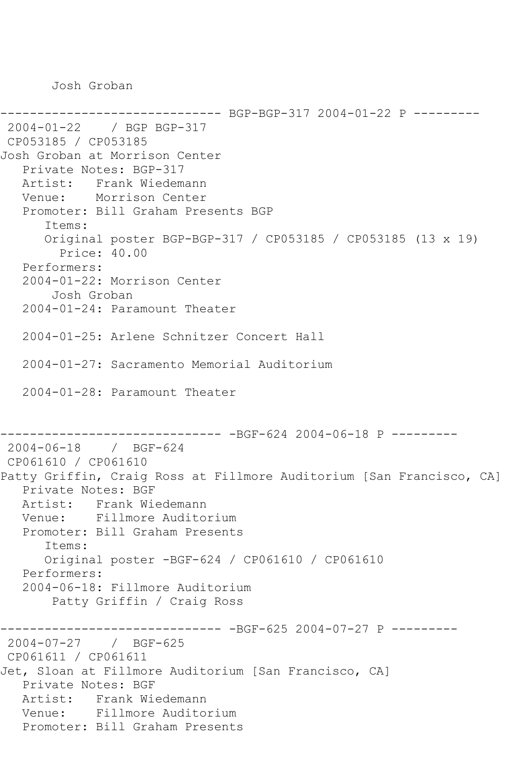Josh Groban

------------------------------ BGP-BGP-317 2004-01-22 P ---------
2004-01-22 / BGP BGP-317
CP053185 / CP053185
Josh Groban at Morrison Center
Private Notes: BGP-317
Artist: Frank Wiedemann
Venue: Morrison Center
Promoter: Bill Graham Presents BGP
Items:
Original poster BGP-BGP-317 / CP053185 / CP053185 (13 x 19)
Price: 40.00
Performers:
2004-01-22: Morrison Center
Josh Groban
2004-01-24: Paramount Theater

2004-01-25: Arlene Schnitzer Concert Hall

2004-01-27: Sacramento Memorial Auditorium

2004-01-28: Paramount Theater

------------------------------ -BGF-624 2004-06-18 P ---------
2004-06-18 / BGF-624
CP061610 / CP061610
Patty Griffin, Craig Ross at Fillmore Auditorium [San Francisco, CA]
Private Notes: BGF
Artist: Frank Wiedemann
Venue: Fillmore Auditorium
Promoter: Bill Graham Presents
Items:
Original poster -BGF-624 / CP061610 / CP061610
Performers:
2004-06-18: Fillmore Auditorium
Patty Griffin / Craig Ross

------------------------------ -BGF-625 2004-07-27 P ---------
2004-07-27 / BGF-625
CP061611 / CP061611
Jet, Sloan at Fillmore Auditorium [San Francisco, CA]
Private Notes: BGF
Artist: Frank Wiedemann
Venue: Fillmore Auditorium
Promoter: Bill Graham Presents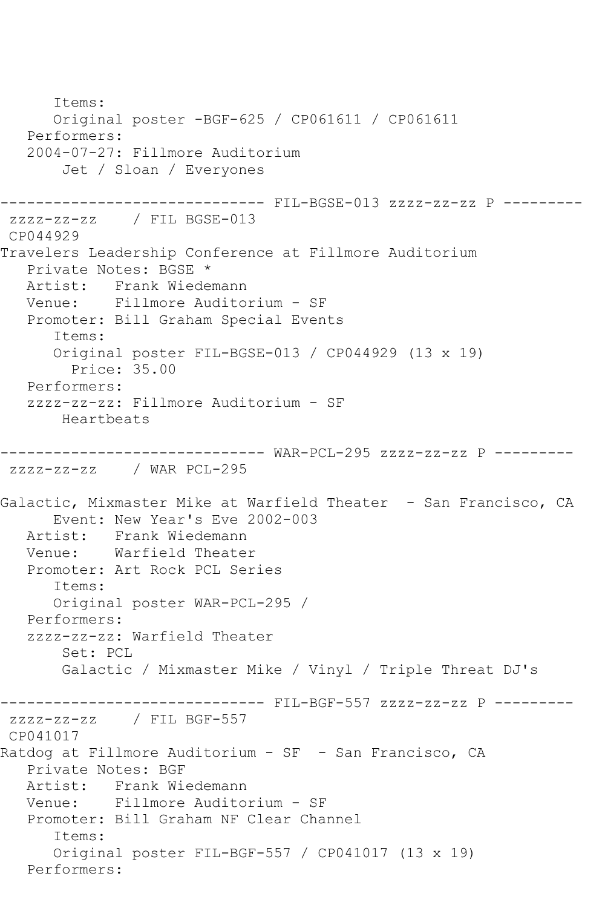```
      Items:
      Original poster -BGF-625 / CP061611 / CP061611
   Performers:
   2004-07-27: Fillmore Auditorium
       Jet / Sloan / Everyones

------------------------------ FIL-BGSE-013 zzzz-zz-zz P ---------
 zzzz-zz-zz    / FIL BGSE-013
 CP044929
Travelers Leadership Conference at Fillmore Auditorium
   Private Notes: BGSE *
   Artist:   Frank Wiedemann
   Venue:    Fillmore Auditorium - SF
   Promoter: Bill Graham Special Events
      Items:
      Original poster FIL-BGSE-013 / CP044929 (13 x 19)
        Price: 35.00
   Performers:
   zzzz-zz-zz: Fillmore Auditorium - SF
       Heartbeats

------------------------------ WAR-PCL-295 zzzz-zz-zz P ---------
 zzzz-zz-zz    / WAR PCL-295

Galactic, Mixmaster Mike at Warfield Theater  - San Francisco, CA
      Event: New Year's Eve 2002-003
   Artist:   Frank Wiedemann
   Venue:    Warfield Theater
   Promoter: Art Rock PCL Series
      Items:
      Original poster WAR-PCL-295 /
   Performers:
   zzzz-zz-zz: Warfield Theater
       Set: PCL
       Galactic / Mixmaster Mike / Vinyl / Triple Threat DJ's

------------------------------ FIL-BGF-557 zzzz-zz-zz P ---------
 zzzz-zz-zz    / FIL BGF-557
 CP041017
Ratdog at Fillmore Auditorium - SF  - San Francisco, CA
   Private Notes: BGF
   Artist:   Frank Wiedemann
   Venue:    Fillmore Auditorium - SF
   Promoter: Bill Graham NF Clear Channel
      Items:
      Original poster FIL-BGF-557 / CP041017 (13 x 19)
   Performers:
```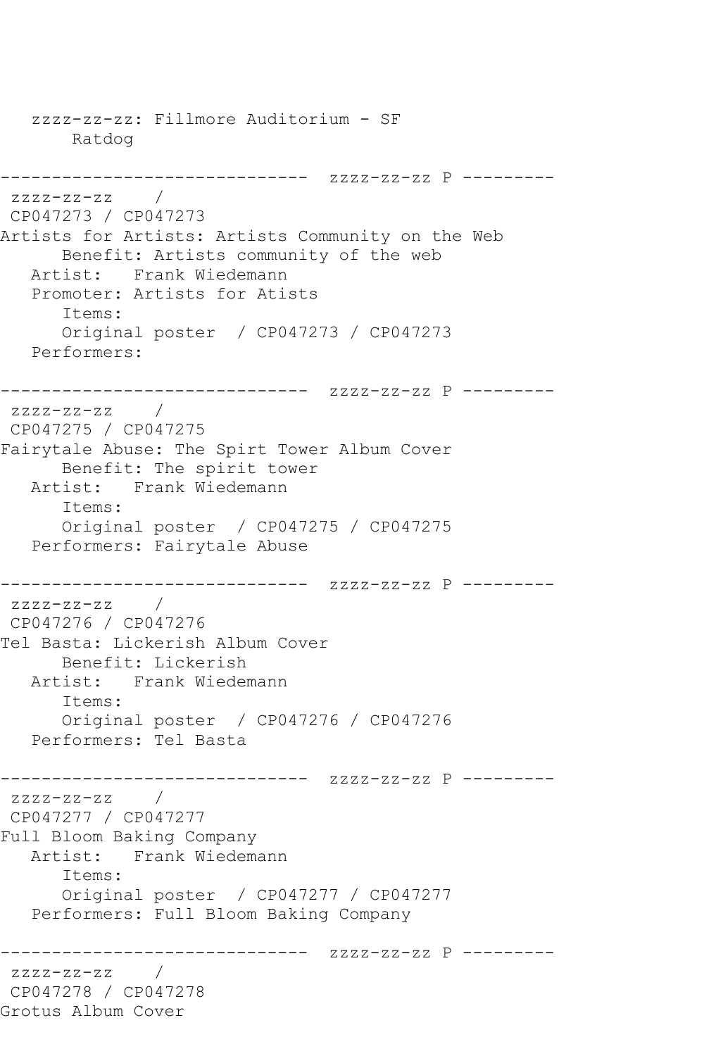```
   zzzz-zz-zz: Fillmore Auditorium - SF
       Ratdog

------------------------------  zzzz-zz-zz P ---------
 zzzz-zz-zz    /
 CP047273 / CP047273
Artists for Artists: Artists Community on the Web
      Benefit: Artists community of the web
   Artist:   Frank Wiedemann
   Promoter: Artists for Atists
      Items:
      Original poster  / CP047273 / CP047273
   Performers:

------------------------------  zzzz-zz-zz P ---------
 zzzz-zz-zz    /
 CP047275 / CP047275
Fairytale Abuse: The Spirt Tower Album Cover
      Benefit: The spirit tower
   Artist:   Frank Wiedemann
      Items:
      Original poster  / CP047275 / CP047275
   Performers: Fairytale Abuse

------------------------------  zzzz-zz-zz P ---------
 zzzz-zz-zz    /
 CP047276 / CP047276
Tel Basta: Lickerish Album Cover
      Benefit: Lickerish
   Artist:   Frank Wiedemann
      Items:
      Original poster  / CP047276 / CP047276
   Performers: Tel Basta

------------------------------  zzzz-zz-zz P ---------
 zzzz-zz-zz    /
 CP047277 / CP047277
Full Bloom Baking Company
   Artist:   Frank Wiedemann
      Items:
      Original poster  / CP047277 / CP047277
   Performers: Full Bloom Baking Company

------------------------------  zzzz-zz-zz P ---------
 zzzz-zz-zz    /
 CP047278 / CP047278
Grotus Album Cover
```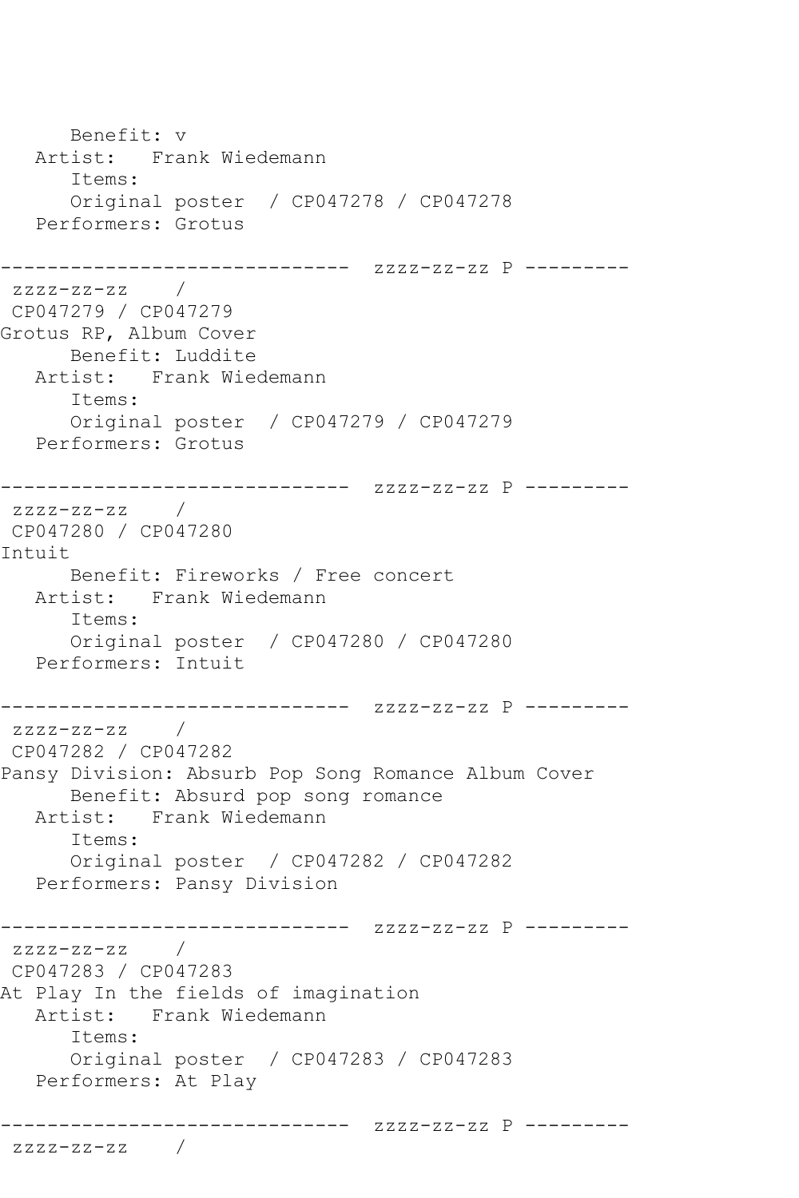```
      Benefit: v
   Artist:   Frank Wiedemann
      Items:
      Original poster  / CP047278 / CP047278
   Performers: Grotus

------------------------------  zzzz-zz-zz P ---------
 zzzz-zz-zz    /
 CP047279 / CP047279
Grotus RP, Album Cover
      Benefit: Luddite
   Artist:   Frank Wiedemann
      Items:
      Original poster  / CP047279 / CP047279
   Performers: Grotus

------------------------------  zzzz-zz-zz P ---------
 zzzz-zz-zz    /
 CP047280 / CP047280
Intuit
      Benefit: Fireworks / Free concert
   Artist:   Frank Wiedemann
      Items:
      Original poster  / CP047280 / CP047280
   Performers: Intuit

------------------------------  zzzz-zz-zz P ---------
 zzzz-zz-zz    /
 CP047282 / CP047282
Pansy Division: Absurb Pop Song Romance Album Cover
      Benefit: Absurd pop song romance
   Artist:   Frank Wiedemann
      Items:
      Original poster  / CP047282 / CP047282
   Performers: Pansy Division

------------------------------  zzzz-zz-zz P ---------
 zzzz-zz-zz    /
 CP047283 / CP047283
At Play In the fields of imagination
   Artist:   Frank Wiedemann
      Items:
      Original poster  / CP047283 / CP047283
   Performers: At Play

------------------------------  zzzz-zz-zz P ---------
 zzzz-zz-zz    /
```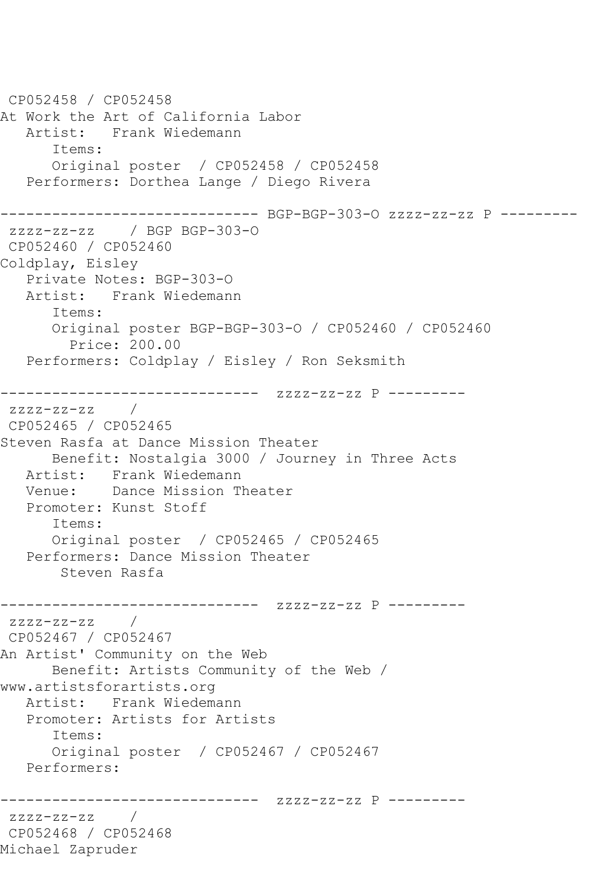CP052458 / CP052458
At Work the Art of California Labor
   Artist:   Frank Wiedemann
      Items:
      Original poster  / CP052458 / CP052458
   Performers: Dorthea Lange / Diego Rivera

------------------------------ BGP-BGP-303-O zzzz-zz-zz P ---------
 zzzz-zz-zz    / BGP BGP-303-O
 CP052460 / CP052460
Coldplay, Eisley
   Private Notes: BGP-303-O
   Artist:   Frank Wiedemann
      Items:
      Original poster BGP-BGP-303-O / CP052460 / CP052460
        Price: 200.00
   Performers: Coldplay / Eisley / Ron Seksmith

------------------------------  zzzz-zz-zz P ---------
 zzzz-zz-zz    /
 CP052465 / CP052465
Steven Rasfa at Dance Mission Theater
      Benefit: Nostalgia 3000 / Journey in Three Acts
   Artist:   Frank Wiedemann
   Venue:    Dance Mission Theater
   Promoter: Kunst Stoff
      Items:
      Original poster  / CP052465 / CP052465
   Performers: Dance Mission Theater
       Steven Rasfa

------------------------------  zzzz-zz-zz P ---------
 zzzz-zz-zz    /
 CP052467 / CP052467
An Artist' Community on the Web
      Benefit: Artists Community of the Web /
www.artistsforartists.org
   Artist:   Frank Wiedemann
   Promoter: Artists for Artists
      Items:
      Original poster  / CP052467 / CP052467
   Performers:

------------------------------  zzzz-zz-zz P ---------
 zzzz-zz-zz    /
 CP052468 / CP052468
Michael Zapruder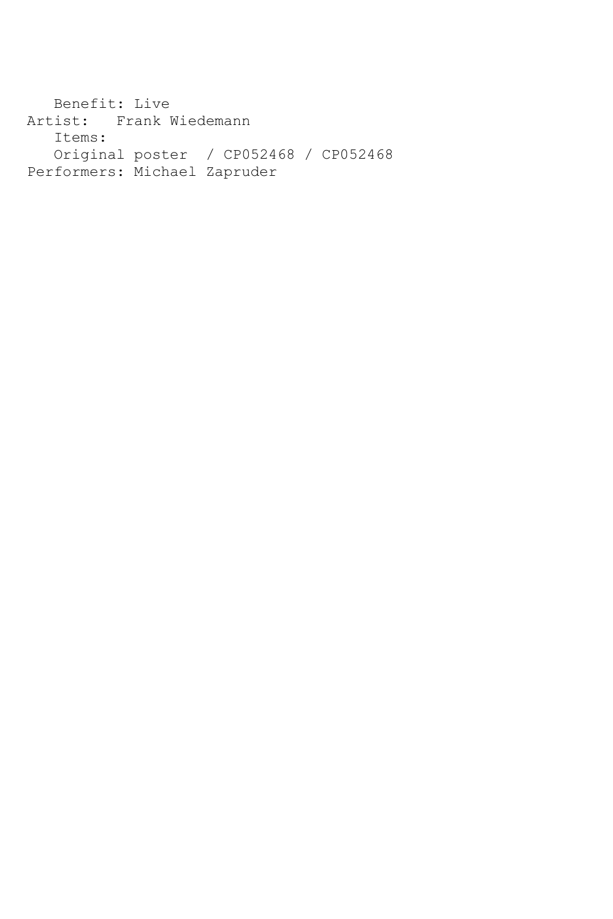Benefit: Live
Artist: Frank Wiedemann
Items:
Original poster / CP052468 / CP052468
Performers: Michael Zapruder